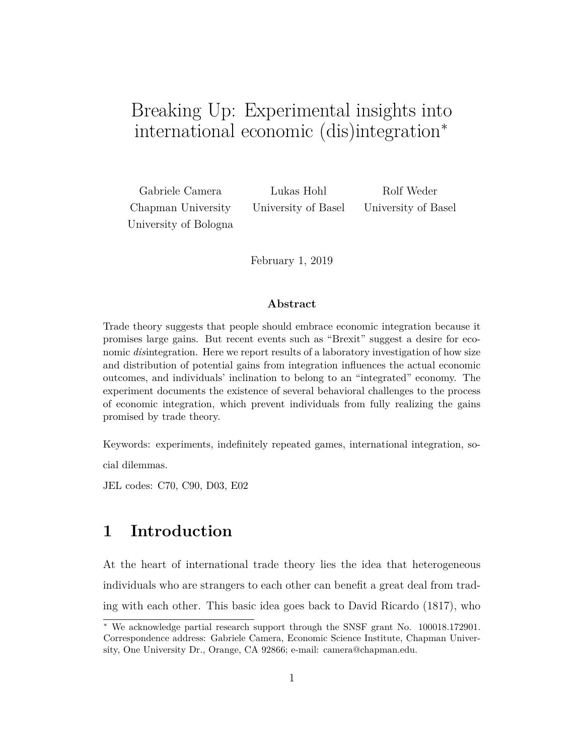# Breaking Up: Experimental insights into international economic (dis)integration[*]

Gabriele Camera
Chapman University
University of Bologna

Lukas Hohl
University of Basel

Rolf Weder
University of Basel

February 1, 2019

**Abstract**

Trade theory suggests that people should embrace economic integration because it promises large gains. But recent events such as "Brexit" suggest a desire for economic *dis*integration. Here we report results of a laboratory investigation of how size and distribution of potential gains from integration influences the actual economic outcomes, and individuals' inclination to belong to an "integrated" economy. The experiment documents the existence of several behavioral challenges to the process of economic integration, which prevent individuals from fully realizing the gains promised by trade theory.

Keywords: experiments, indefinitely repeated games, international integration, social dilemmas.

JEL codes: C70, C90, D03, E02

## 1 Introduction

At the heart of international trade theory lies the idea that heterogeneous individuals who are strangers to each other can benefit a great deal from trading with each other. This basic idea goes back to David Ricardo (1817), who

[*] We acknowledge partial research support through the SNSF grant No. 100018.172901. Correspondence address: Gabriele Camera, Economic Science Institute, Chapman University, One University Dr., Orange, CA 92866; e-mail: camera@chapman.edu.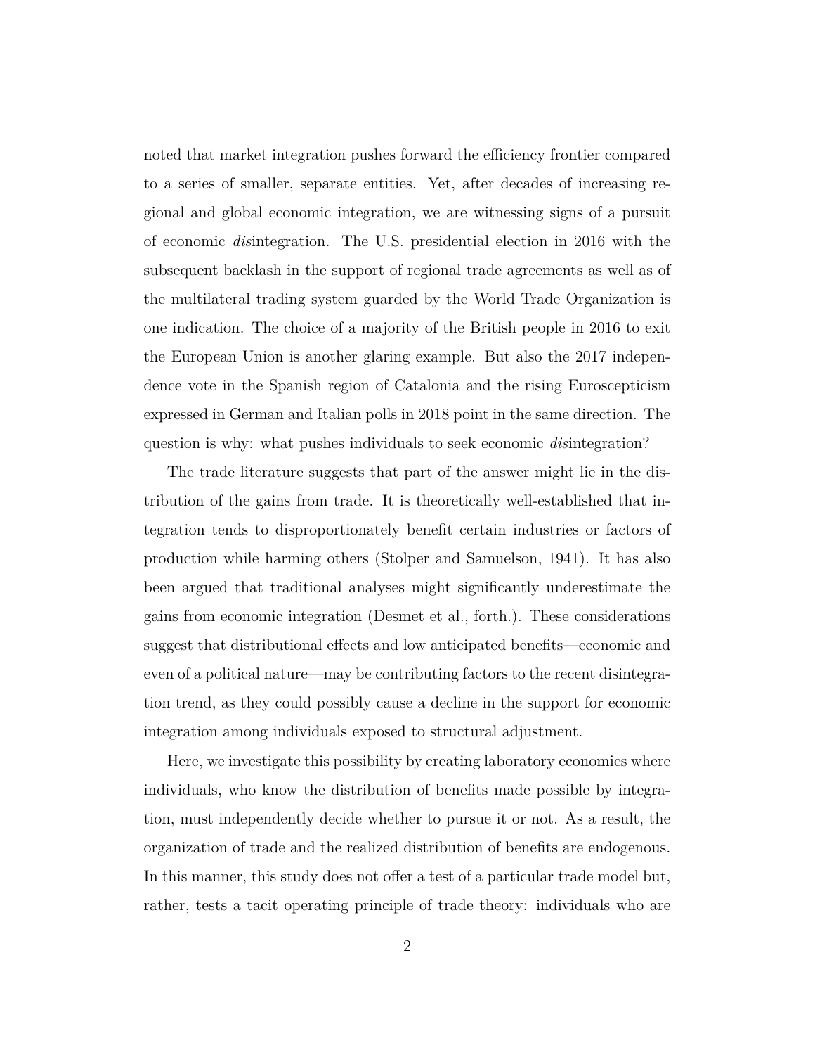noted that market integration pushes forward the efficiency frontier compared to a series of smaller, separate entities. Yet, after decades of increasing regional and global economic integration, we are witnessing signs of a pursuit of economic *dis*integration. The U.S. presidential election in 2016 with the subsequent backlash in the support of regional trade agreements as well as of the multilateral trading system guarded by the World Trade Organization is one indication. The choice of a majority of the British people in 2016 to exit the European Union is another glaring example. But also the 2017 independence vote in the Spanish region of Catalonia and the rising Euroscepticism expressed in German and Italian polls in 2018 point in the same direction. The question is why: what pushes individuals to seek economic *dis*integration?

The trade literature suggests that part of the answer might lie in the distribution of the gains from trade. It is theoretically well-established that integration tends to disproportionately benefit certain industries or factors of production while harming others (Stolper and Samuelson, 1941). It has also been argued that traditional analyses might significantly underestimate the gains from economic integration (Desmet et al., forth.). These considerations suggest that distributional effects and low anticipated benefits—economic and even of a political nature—may be contributing factors to the recent disintegration trend, as they could possibly cause a decline in the support for economic integration among individuals exposed to structural adjustment.

Here, we investigate this possibility by creating laboratory economies where individuals, who know the distribution of benefits made possible by integration, must independently decide whether to pursue it or not. As a result, the organization of trade and the realized distribution of benefits are endogenous. In this manner, this study does not offer a test of a particular trade model but, rather, tests a tacit operating principle of trade theory: individuals who are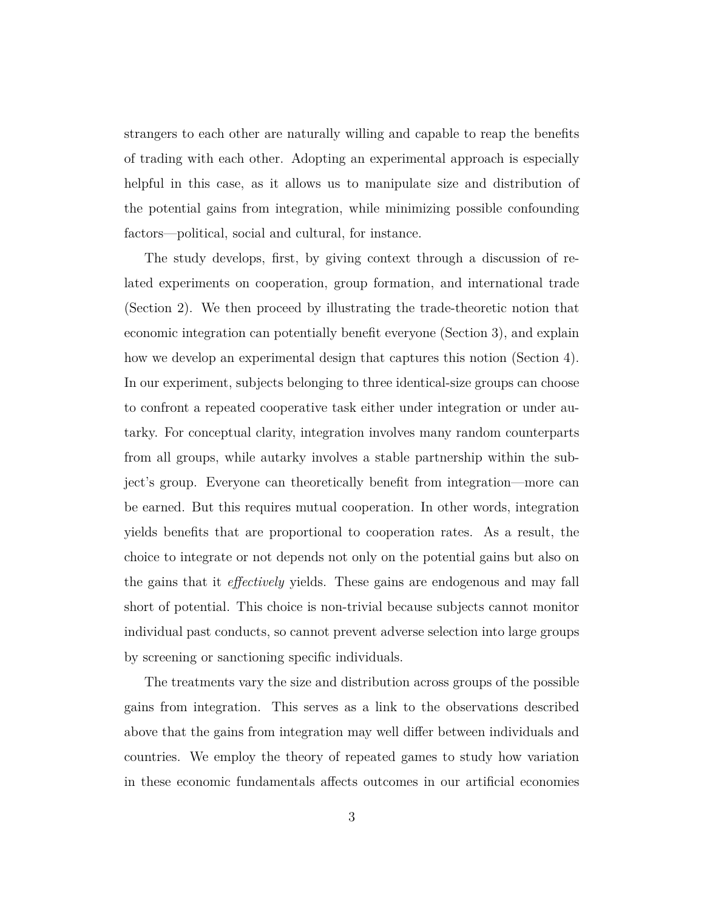strangers to each other are naturally willing and capable to reap the benefits of trading with each other. Adopting an experimental approach is especially helpful in this case, as it allows us to manipulate size and distribution of the potential gains from integration, while minimizing possible confounding factors—political, social and cultural, for instance.

The study develops, first, by giving context through a discussion of related experiments on cooperation, group formation, and international trade (Section 2). We then proceed by illustrating the trade-theoretic notion that economic integration can potentially benefit everyone (Section 3), and explain how we develop an experimental design that captures this notion (Section 4). In our experiment, subjects belonging to three identical-size groups can choose to confront a repeated cooperative task either under integration or under autarky. For conceptual clarity, integration involves many random counterparts from all groups, while autarky involves a stable partnership within the subject's group. Everyone can theoretically benefit from integration—more can be earned. But this requires mutual cooperation. In other words, integration yields benefits that are proportional to cooperation rates. As a result, the choice to integrate or not depends not only on the potential gains but also on the gains that it *effectively* yields. These gains are endogenous and may fall short of potential. This choice is non-trivial because subjects cannot monitor individual past conducts, so cannot prevent adverse selection into large groups by screening or sanctioning specific individuals.

The treatments vary the size and distribution across groups of the possible gains from integration. This serves as a link to the observations described above that the gains from integration may well differ between individuals and countries. We employ the theory of repeated games to study how variation in these economic fundamentals affects outcomes in our artificial economies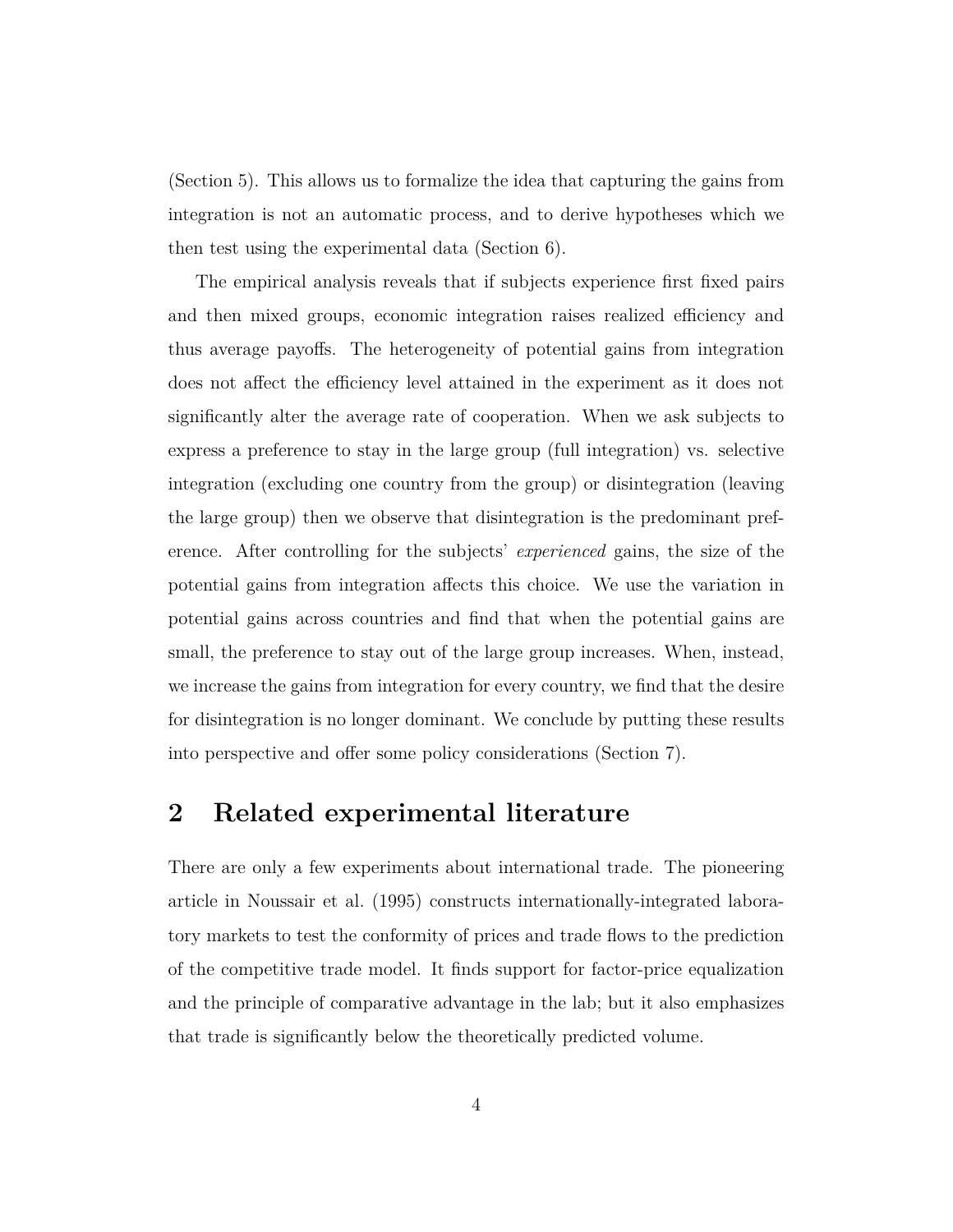(Section 5). This allows us to formalize the idea that capturing the gains from integration is not an automatic process, and to derive hypotheses which we then test using the experimental data (Section 6).

The empirical analysis reveals that if subjects experience first fixed pairs and then mixed groups, economic integration raises realized efficiency and thus average payoffs. The heterogeneity of potential gains from integration does not affect the efficiency level attained in the experiment as it does not significantly alter the average rate of cooperation. When we ask subjects to express a preference to stay in the large group (full integration) vs. selective integration (excluding one country from the group) or disintegration (leaving the large group) then we observe that disintegration is the predominant preference. After controlling for the subjects' *experienced* gains, the size of the potential gains from integration affects this choice. We use the variation in potential gains across countries and find that when the potential gains are small, the preference to stay out of the large group increases. When, instead, we increase the gains from integration for every country, we find that the desire for disintegration is no longer dominant. We conclude by putting these results into perspective and offer some policy considerations (Section 7).

## 2 Related experimental literature

There are only a few experiments about international trade. The pioneering article in Noussair et al. (1995) constructs internationally-integrated laboratory markets to test the conformity of prices and trade flows to the prediction of the competitive trade model. It finds support for factor-price equalization and the principle of comparative advantage in the lab; but it also emphasizes that trade is significantly below the theoretically predicted volume.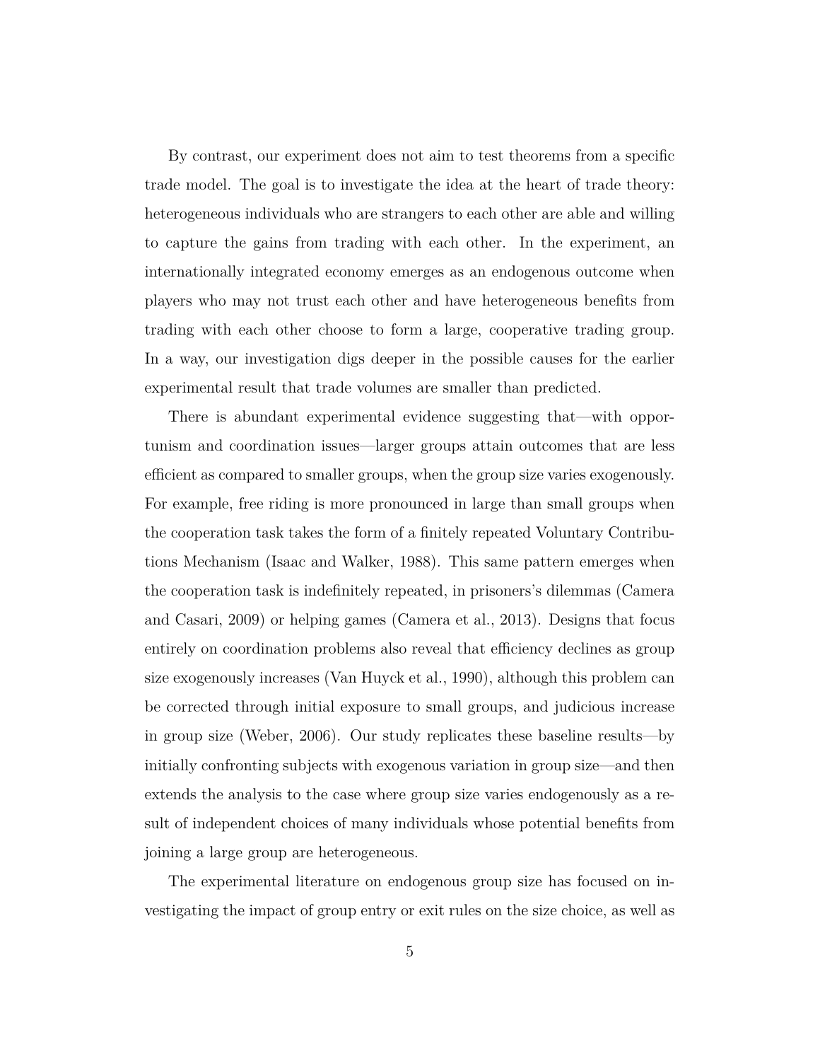By contrast, our experiment does not aim to test theorems from a specific trade model. The goal is to investigate the idea at the heart of trade theory: heterogeneous individuals who are strangers to each other are able and willing to capture the gains from trading with each other. In the experiment, an internationally integrated economy emerges as an endogenous outcome when players who may not trust each other and have heterogeneous benefits from trading with each other choose to form a large, cooperative trading group. In a way, our investigation digs deeper in the possible causes for the earlier experimental result that trade volumes are smaller than predicted.

There is abundant experimental evidence suggesting that—with opportunism and coordination issues—larger groups attain outcomes that are less efficient as compared to smaller groups, when the group size varies exogenously. For example, free riding is more pronounced in large than small groups when the cooperation task takes the form of a finitely repeated Voluntary Contributions Mechanism (Isaac and Walker, 1988). This same pattern emerges when the cooperation task is indefinitely repeated, in prisoners's dilemmas (Camera and Casari, 2009) or helping games (Camera et al., 2013). Designs that focus entirely on coordination problems also reveal that efficiency declines as group size exogenously increases (Van Huyck et al., 1990), although this problem can be corrected through initial exposure to small groups, and judicious increase in group size (Weber, 2006). Our study replicates these baseline results—by initially confronting subjects with exogenous variation in group size—and then extends the analysis to the case where group size varies endogenously as a result of independent choices of many individuals whose potential benefits from joining a large group are heterogeneous.

The experimental literature on endogenous group size has focused on investigating the impact of group entry or exit rules on the size choice, as well as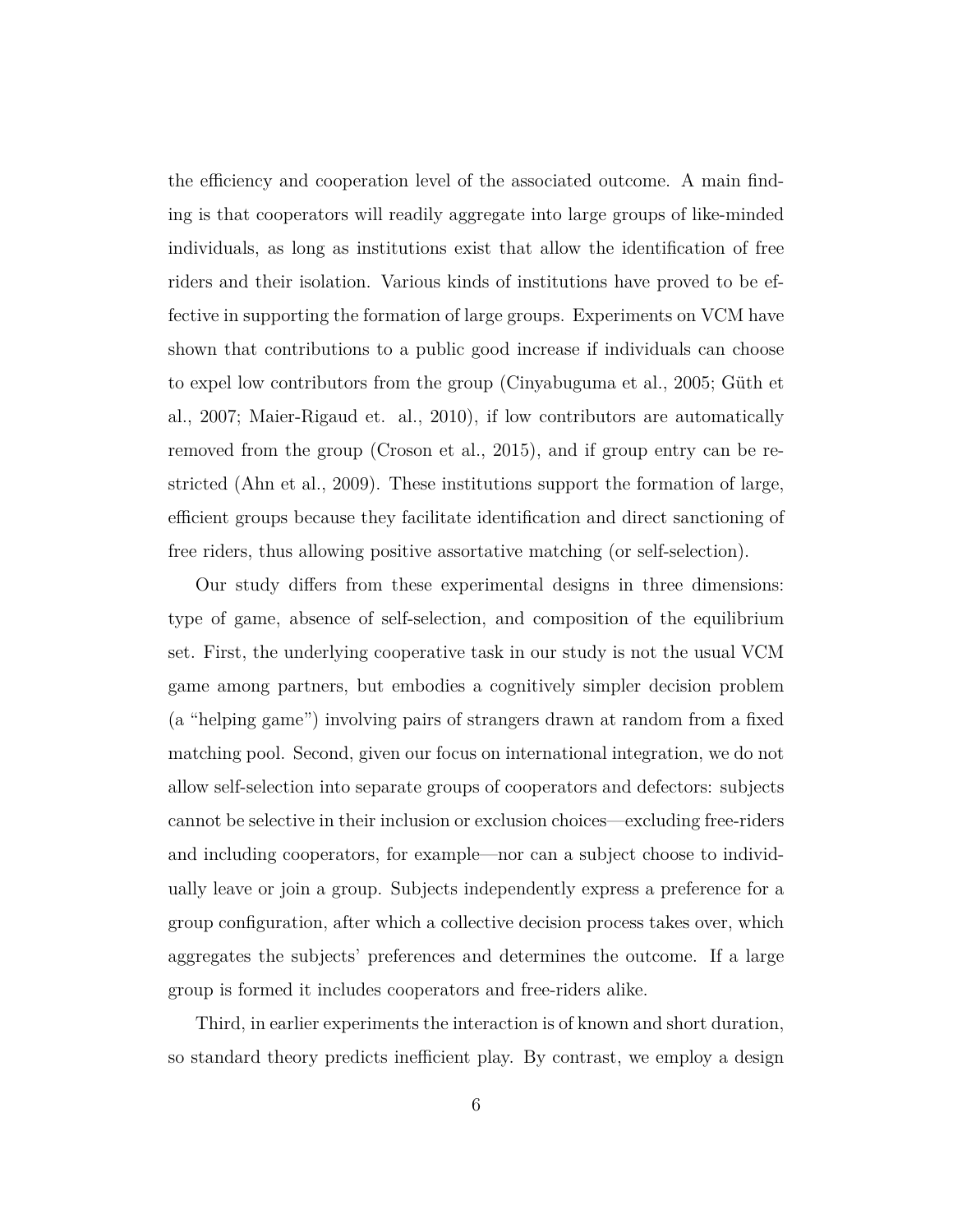the efficiency and cooperation level of the associated outcome. A main finding is that cooperators will readily aggregate into large groups of like-minded individuals, as long as institutions exist that allow the identification of free riders and their isolation. Various kinds of institutions have proved to be effective in supporting the formation of large groups. Experiments on VCM have shown that contributions to a public good increase if individuals can choose to expel low contributors from the group (Cinyabuguma et al., 2005; Güth et al., 2007; Maier-Rigaud et. al., 2010), if low contributors are automatically removed from the group (Croson et al., 2015), and if group entry can be restricted (Ahn et al., 2009). These institutions support the formation of large, efficient groups because they facilitate identification and direct sanctioning of free riders, thus allowing positive assortative matching (or self-selection).

Our study differs from these experimental designs in three dimensions: type of game, absence of self-selection, and composition of the equilibrium set. First, the underlying cooperative task in our study is not the usual VCM game among partners, but embodies a cognitively simpler decision problem (a "helping game") involving pairs of strangers drawn at random from a fixed matching pool. Second, given our focus on international integration, we do not allow self-selection into separate groups of cooperators and defectors: subjects cannot be selective in their inclusion or exclusion choices—excluding free-riders and including cooperators, for example—nor can a subject choose to individually leave or join a group. Subjects independently express a preference for a group configuration, after which a collective decision process takes over, which aggregates the subjects' preferences and determines the outcome. If a large group is formed it includes cooperators and free-riders alike.

Third, in earlier experiments the interaction is of known and short duration, so standard theory predicts inefficient play. By contrast, we employ a design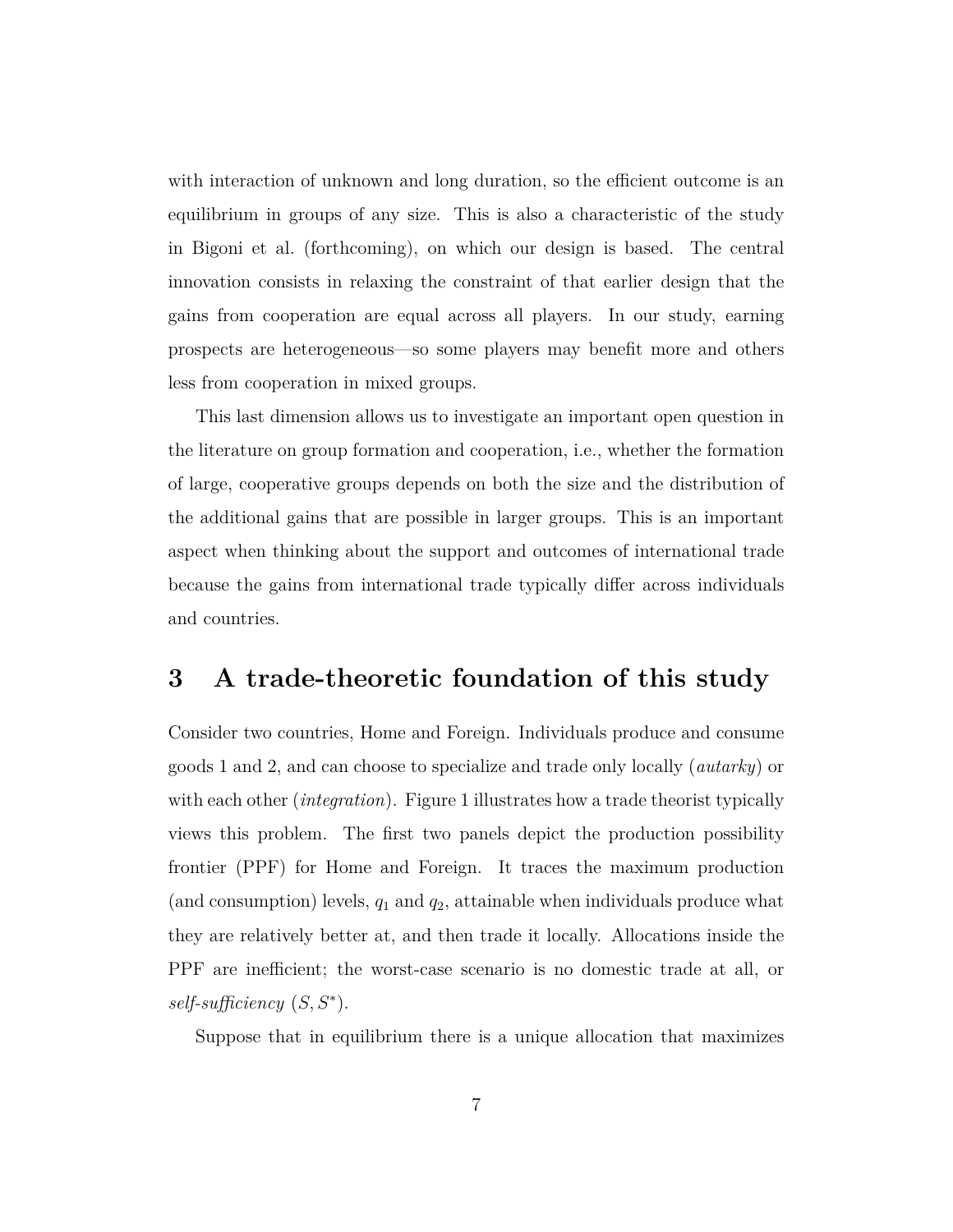with interaction of unknown and long duration, so the efficient outcome is an equilibrium in groups of any size. This is also a characteristic of the study in Bigoni et al. (forthcoming), on which our design is based. The central innovation consists in relaxing the constraint of that earlier design that the gains from cooperation are equal across all players. In our study, earning prospects are heterogeneous—so some players may benefit more and others less from cooperation in mixed groups.

This last dimension allows us to investigate an important open question in the literature on group formation and cooperation, i.e., whether the formation of large, cooperative groups depends on both the size and the distribution of the additional gains that are possible in larger groups. This is an important aspect when thinking about the support and outcomes of international trade because the gains from international trade typically differ across individuals and countries.

# 3 A trade-theoretic foundation of this study

Consider two countries, Home and Foreign. Individuals produce and consume goods 1 and 2, and can choose to specialize and trade only locally (*autarky*) or with each other (*integration*). Figure 1 illustrates how a trade theorist typically views this problem. The first two panels depict the production possibility frontier (PPF) for Home and Foreign. It traces the maximum production (and consumption) levels, $q_1$ and $q_2$, attainable when individuals produce what they are relatively better at, and then trade it locally. Allocations inside the PPF are inefficient; the worst-case scenario is no domestic trade at all, or *self-sufficiency* $(S, S^*)$.

Suppose that in equilibrium there is a unique allocation that maximizes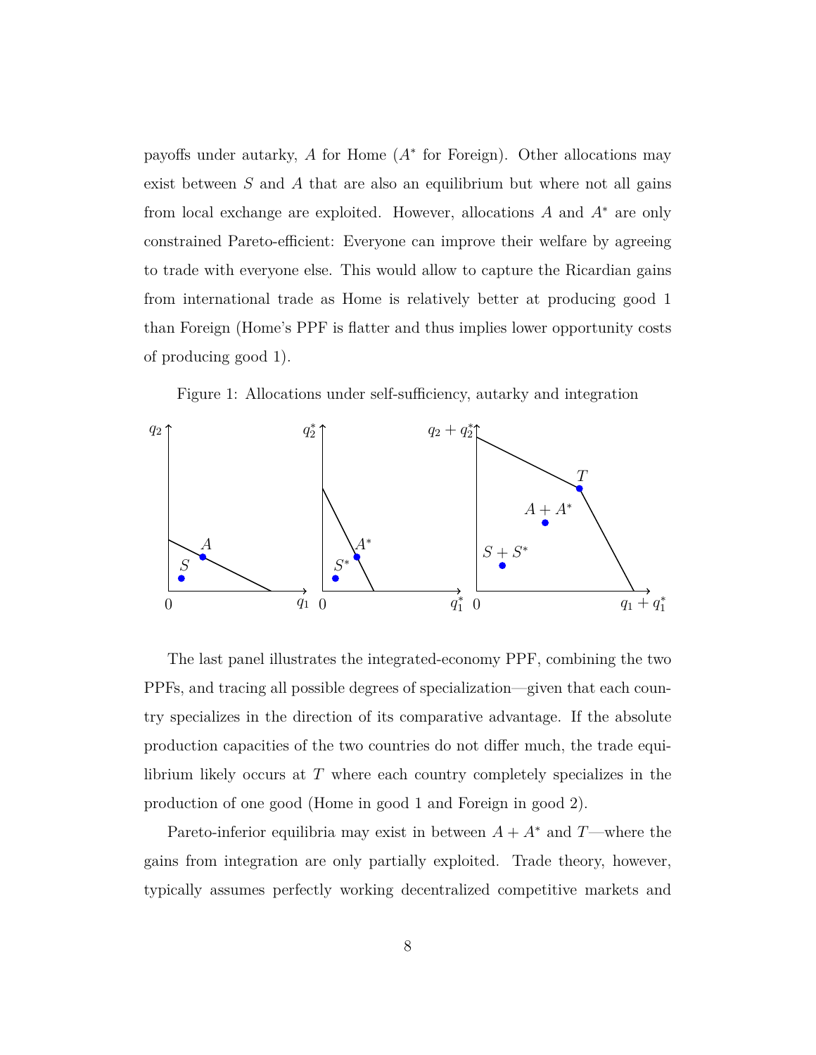payoffs under autarky, $A$ for Home ($A^*$ for Foreign). Other allocations may exist between $S$ and $A$ that are also an equilibrium but where not all gains from local exchange are exploited. However, allocations $A$ and $A^*$ are only constrained Pareto-efficient: Everyone can improve their welfare by agreeing to trade with everyone else. This would allow to capture the Ricardian gains from international trade as Home is relatively better at producing good 1 than Foreign (Home's PPF is flatter and thus implies lower opportunity costs of producing good 1).

Figure 1: Allocations under self-sufficiency, autarky and integration

The last panel illustrates the integrated-economy PPF, combining the two PPFs, and tracing all possible degrees of specialization—given that each country specializes in the direction of its comparative advantage. If the absolute production capacities of the two countries do not differ much, the trade equilibrium likely occurs at $T$ where each country completely specializes in the production of one good (Home in good 1 and Foreign in good 2).

Pareto-inferior equilibria may exist in between $A + A^*$ and $T$—where the gains from integration are only partially exploited. Trade theory, however, typically assumes perfectly working decentralized competitive markets and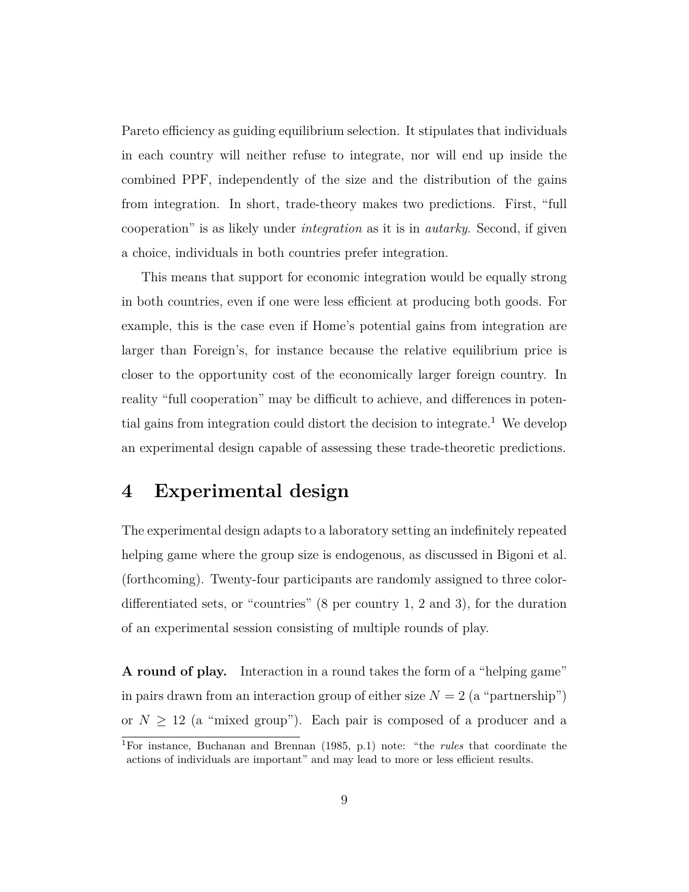Pareto efficiency as guiding equilibrium selection. It stipulates that individuals in each country will neither refuse to integrate, nor will end up inside the combined PPF, independently of the size and the distribution of the gains from integration. In short, trade-theory makes two predictions. First, "full cooperation" is as likely under *integration* as it is in *autarky*. Second, if given a choice, individuals in both countries prefer integration.

This means that support for economic integration would be equally strong in both countries, even if one were less efficient at producing both goods. For example, this is the case even if Home's potential gains from integration are larger than Foreign's, for instance because the relative equilibrium price is closer to the opportunity cost of the economically larger foreign country. In reality "full cooperation" may be difficult to achieve, and differences in potential gains from integration could distort the decision to integrate.[1] We develop an experimental design capable of assessing these trade-theoretic predictions.

# 4 Experimental design

The experimental design adapts to a laboratory setting an indefinitely repeated helping game where the group size is endogenous, as discussed in Bigoni et al. (forthcoming). Twenty-four participants are randomly assigned to three color-differentiated sets, or "countries" (8 per country 1, 2 and 3), for the duration of an experimental session consisting of multiple rounds of play.

**A round of play.** Interaction in a round takes the form of a "helping game" in pairs drawn from an interaction group of either size $N = 2$ (a "partnership") or $N \geq 12$ (a "mixed group"). Each pair is composed of a producer and a

[1] For instance, Buchanan and Brennan (1985, p.1) note: "the *rules* that coordinate the actions of individuals are important" and may lead to more or less efficient results.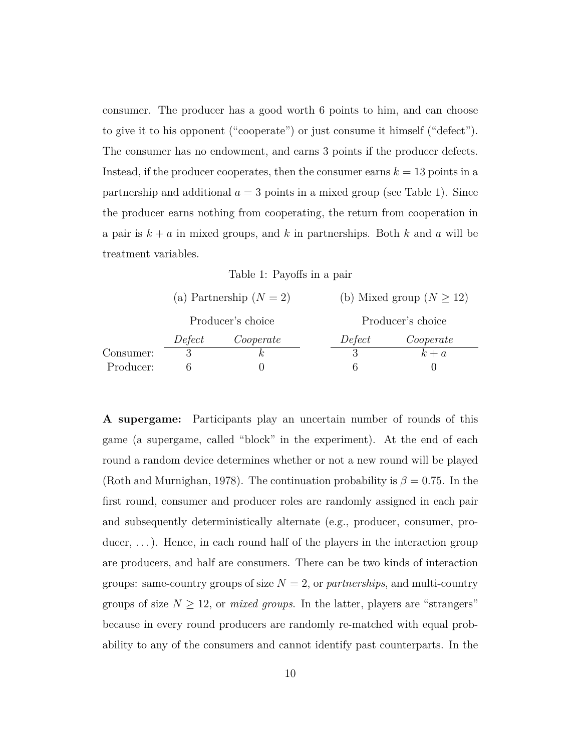consumer. The producer has a good worth 6 points to him, and can choose to give it to his opponent ("cooperate") or just consume it himself ("defect"). The consumer has no endowment, and earns 3 points if the producer defects. Instead, if the producer cooperates, then the consumer earns $k = 13$ points in a partnership and additional $a = 3$ points in a mixed group (see Table 1). Since the producer earns nothing from cooperating, the return from cooperation in a pair is $k + a$ in mixed groups, and $k$ in partnerships. Both $k$ and $a$ will be treatment variables.

Table 1: Payoffs in a pair

| | (a) Partnership ($N = 2$) | | (b) Mixed group ($N \geq 12$) | |
|---|---|---|---|---|
| | Producer's choice | | Producer's choice | |
| | *Defect* | *Cooperate* | *Defect* | *Cooperate* |
| Consumer: | 3 | $k$ | 3 | $k + a$ |
| Producer: | 6 | 0 | 6 | 0 |

**A supergame:** Participants play an uncertain number of rounds of this game (a supergame, called "block" in the experiment). At the end of each round a random device determines whether or not a new round will be played (Roth and Murnighan, 1978). The continuation probability is $\beta = 0.75$. In the first round, consumer and producer roles are randomly assigned in each pair and subsequently deterministically alternate (e.g., producer, consumer, producer, ...). Hence, in each round half of the players in the interaction group are producers, and half are consumers. There can be two kinds of interaction groups: same-country groups of size $N = 2$, or *partnerships*, and multi-country groups of size $N \geq 12$, or *mixed groups*. In the latter, players are "strangers" because in every round producers are randomly re-matched with equal probability to any of the consumers and cannot identify past counterparts. In the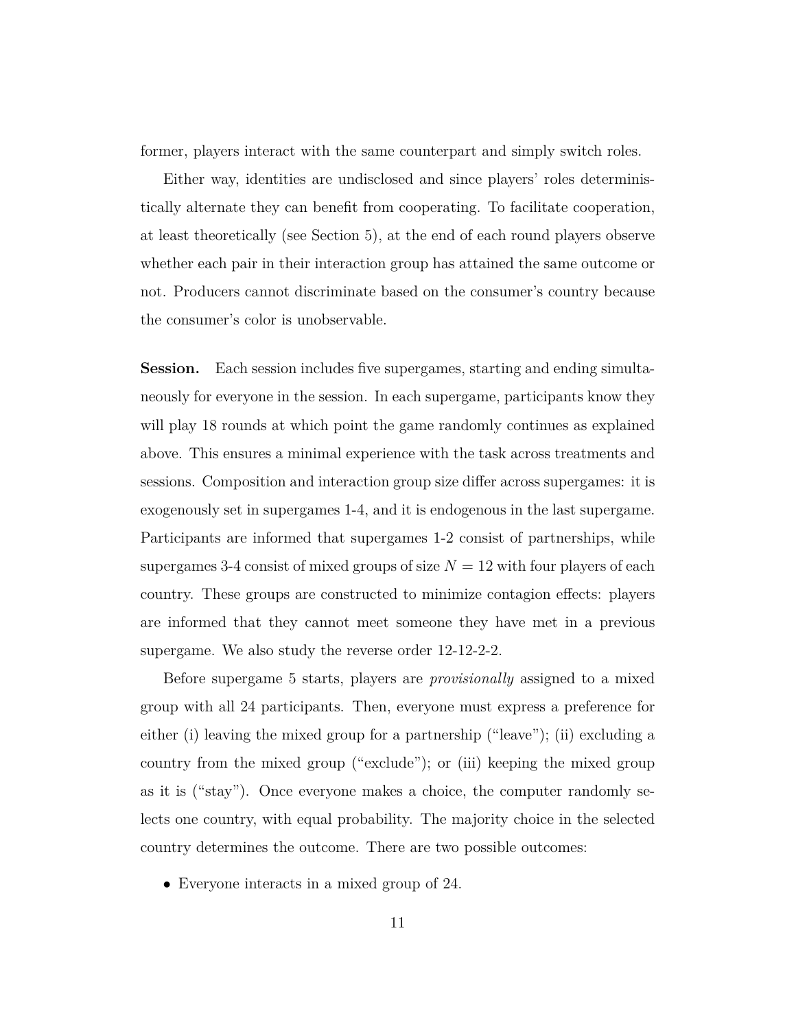former, players interact with the same counterpart and simply switch roles.

Either way, identities are undisclosed and since players' roles deterministically alternate they can benefit from cooperating. To facilitate cooperation, at least theoretically (see Section 5), at the end of each round players observe whether each pair in their interaction group has attained the same outcome or not. Producers cannot discriminate based on the consumer's country because the consumer's color is unobservable.

**Session.** Each session includes five supergames, starting and ending simultaneously for everyone in the session. In each supergame, participants know they will play 18 rounds at which point the game randomly continues as explained above. This ensures a minimal experience with the task across treatments and sessions. Composition and interaction group size differ across supergames: it is exogenously set in supergames 1-4, and it is endogenous in the last supergame. Participants are informed that supergames 1-2 consist of partnerships, while supergames 3-4 consist of mixed groups of size $N = 12$ with four players of each country. These groups are constructed to minimize contagion effects: players are informed that they cannot meet someone they have met in a previous supergame. We also study the reverse order 12-12-2-2.

Before supergame 5 starts, players are *provisionally* assigned to a mixed group with all 24 participants. Then, everyone must express a preference for either (i) leaving the mixed group for a partnership ("leave"); (ii) excluding a country from the mixed group ("exclude"); or (iii) keeping the mixed group as it is ("stay"). Once everyone makes a choice, the computer randomly selects one country, with equal probability. The majority choice in the selected country determines the outcome. There are two possible outcomes:

- Everyone interacts in a mixed group of 24.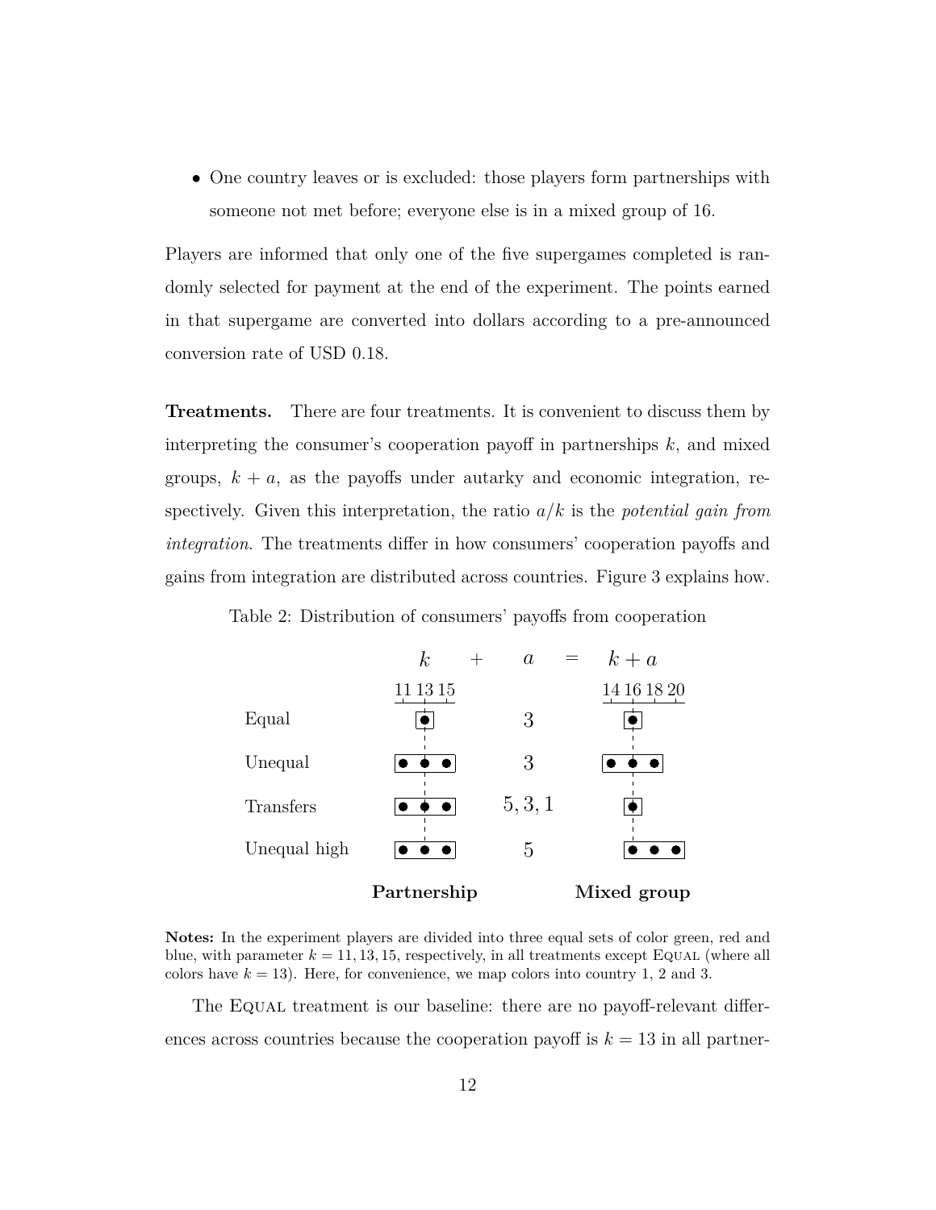- One country leaves or is excluded: those players form partnerships with someone not met before; everyone else is in a mixed group of 16.

Players are informed that only one of the five supergames completed is randomly selected for payment at the end of the experiment. The points earned in that supergame are converted into dollars according to a pre-announced conversion rate of USD 0.18.

**Treatments.** There are four treatments. It is convenient to discuss them by interpreting the consumer's cooperation payoff in partnerships $k$, and mixed groups, $k + a$, as the payoffs under autarky and economic integration, respectively. Given this interpretation, the ratio $a/k$ is the *potential gain from integration*. The treatments differ in how consumers' cooperation payoffs and gains from integration are distributed across countries. Figure 3 explains how.

Table 2: Distribution of consumers' payoffs from cooperation

| | $k$ (11, 13, 15) | + | $a$ | = | $k+a$ (14, 16, 18, 20) |
|---|---|---|---|---|---|
| Equal | 13 | | 3 | | 16 |
| Unequal | 11, 13, 15 | | 3 | | 14, 16, 18 |
| Transfers | 11, 13, 15 | | 5, 3, 1 | | 16 |
| Unequal high | 11, 13, 15 | | 5 | | 16, 18, 20 |
| | **Partnership** | | | | **Mixed group** |

**Notes:** In the experiment players are divided into three equal sets of color green, red and blue, with parameter $k = 11, 13, 15$, respectively, in all treatments except Equal (where all colors have $k = 13$). Here, for convenience, we map colors into country 1, 2 and 3.

The Equal treatment is our baseline: there are no payoff-relevant differences across countries because the cooperation payoff is $k = 13$ in all partner-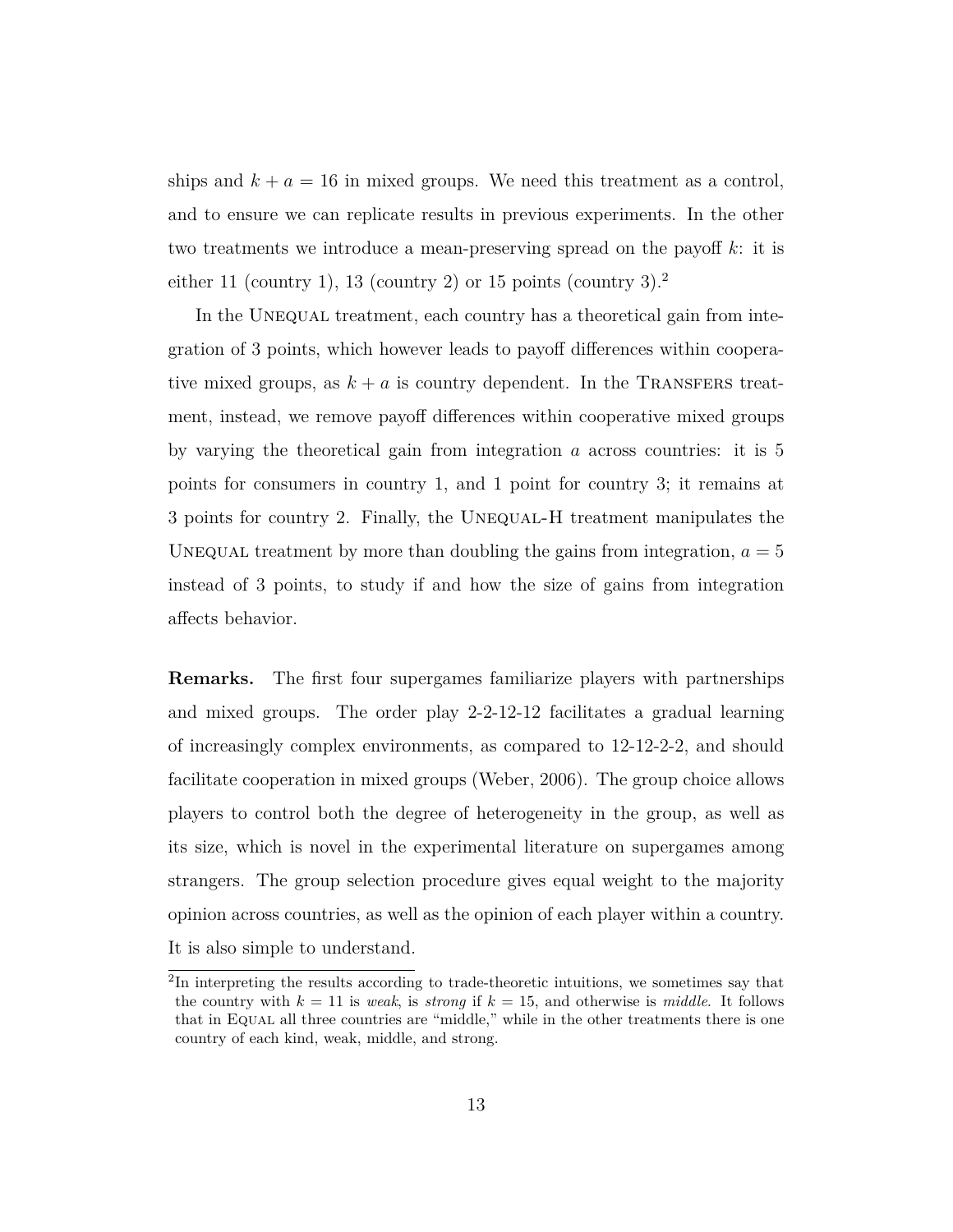ships and $k + a = 16$ in mixed groups. We need this treatment as a control, and to ensure we can replicate results in previous experiments. In the other two treatments we introduce a mean-preserving spread on the payoff $k$: it is either 11 (country 1), 13 (country 2) or 15 points (country 3).[2]

In the Unequal treatment, each country has a theoretical gain from integration of 3 points, which however leads to payoff differences within cooperative mixed groups, as $k + a$ is country dependent. In the Transfers treatment, instead, we remove payoff differences within cooperative mixed groups by varying the theoretical gain from integration $a$ across countries: it is 5 points for consumers in country 1, and 1 point for country 3; it remains at 3 points for country 2. Finally, the Unequal-H treatment manipulates the Unequal treatment by more than doubling the gains from integration, $a = 5$ instead of 3 points, to study if and how the size of gains from integration affects behavior.

**Remarks.** The first four supergames familiarize players with partnerships and mixed groups. The order play 2-2-12-12 facilitates a gradual learning of increasingly complex environments, as compared to 12-12-2-2, and should facilitate cooperation in mixed groups (Weber, 2006). The group choice allows players to control both the degree of heterogeneity in the group, as well as its size, which is novel in the experimental literature on supergames among strangers. The group selection procedure gives equal weight to the majority opinion across countries, as well as the opinion of each player within a country. It is also simple to understand.

[2] In interpreting the results according to trade-theoretic intuitions, we sometimes say that the country with $k = 11$ is *weak*, is *strong* if $k = 15$, and otherwise is *middle*. It follows that in Equal all three countries are "middle," while in the other treatments there is one country of each kind, weak, middle, and strong.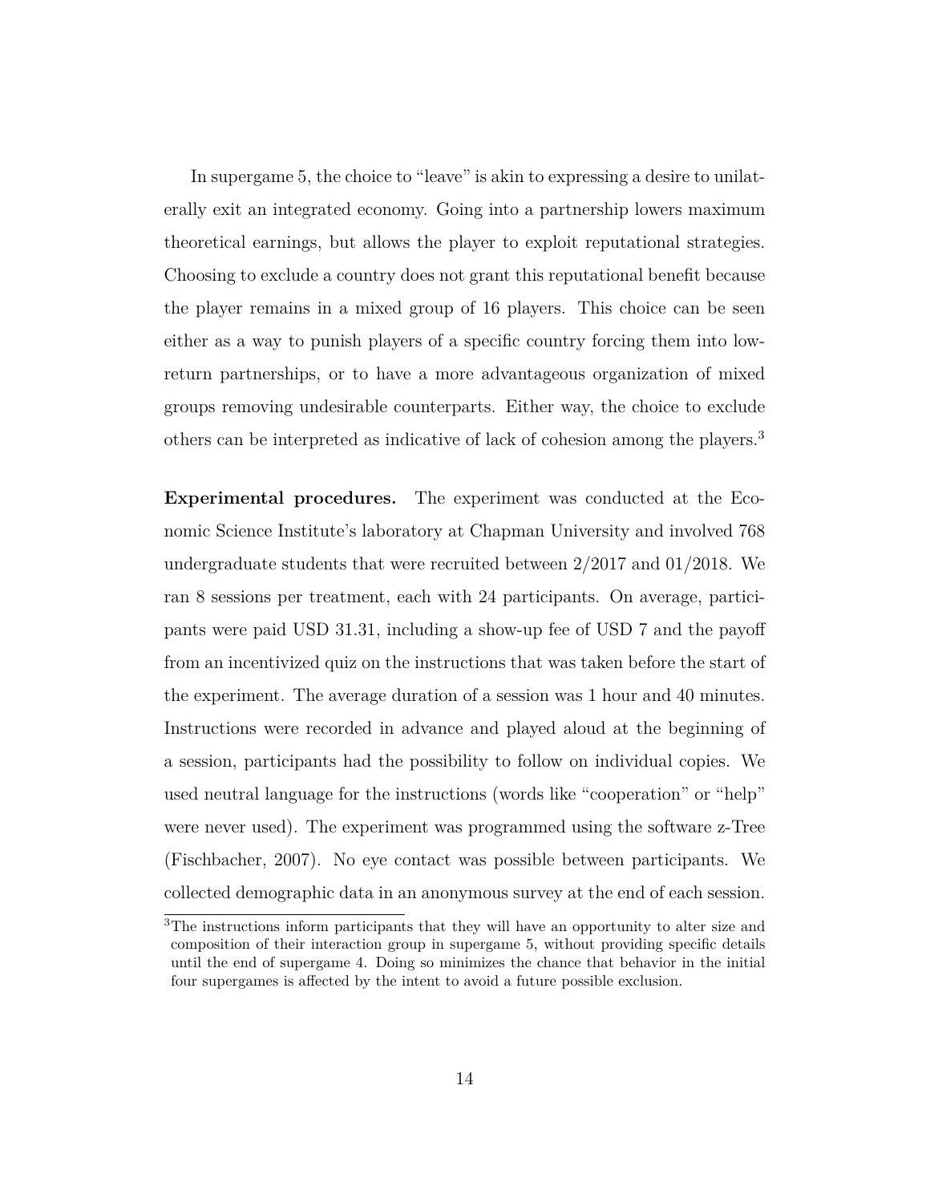In supergame 5, the choice to “leave” is akin to expressing a desire to unilaterally exit an integrated economy. Going into a partnership lowers maximum theoretical earnings, but allows the player to exploit reputational strategies. Choosing to exclude a country does not grant this reputational benefit because the player remains in a mixed group of 16 players. This choice can be seen either as a way to punish players of a specific country forcing them into low-return partnerships, or to have a more advantageous organization of mixed groups removing undesirable counterparts. Either way, the choice to exclude others can be interpreted as indicative of lack of cohesion among the players.[3]

**Experimental procedures.** The experiment was conducted at the Economic Science Institute's laboratory at Chapman University and involved 768 undergraduate students that were recruited between 2/2017 and 01/2018. We ran 8 sessions per treatment, each with 24 participants. On average, participants were paid USD 31.31, including a show-up fee of USD 7 and the payoff from an incentivized quiz on the instructions that was taken before the start of the experiment. The average duration of a session was 1 hour and 40 minutes. Instructions were recorded in advance and played aloud at the beginning of a session, participants had the possibility to follow on individual copies. We used neutral language for the instructions (words like “cooperation” or “help” were never used). The experiment was programmed using the software z-Tree (Fischbacher, 2007). No eye contact was possible between participants. We collected demographic data in an anonymous survey at the end of each session.

[3]The instructions inform participants that they will have an opportunity to alter size and composition of their interaction group in supergame 5, without providing specific details until the end of supergame 4. Doing so minimizes the chance that behavior in the initial four supergames is affected by the intent to avoid a future possible exclusion.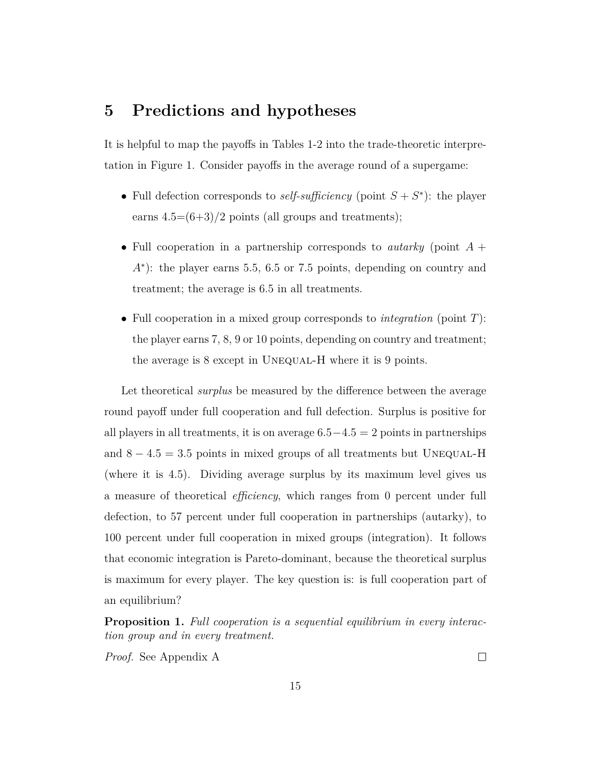# 5 Predictions and hypotheses

It is helpful to map the payoffs in Tables 1-2 into the trade-theoretic interpretation in Figure 1. Consider payoffs in the average round of a supergame:

- Full defection corresponds to *self-sufficiency* (point $S + S^*$): the player earns 4.5=(6+3)/2 points (all groups and treatments);
- Full cooperation in a partnership corresponds to *autarky* (point $A + A^*$): the player earns 5.5, 6.5 or 7.5 points, depending on country and treatment; the average is 6.5 in all treatments.
- Full cooperation in a mixed group corresponds to *integration* (point $T$): the player earns 7, 8, 9 or 10 points, depending on country and treatment; the average is 8 except in Unequal-H where it is 9 points.

Let theoretical *surplus* be measured by the difference between the average round payoff under full cooperation and full defection. Surplus is positive for all players in all treatments, it is on average $6.5 - 4.5 = 2$ points in partnerships and $8 - 4.5 = 3.5$ points in mixed groups of all treatments but Unequal-H (where it is 4.5). Dividing average surplus by its maximum level gives us a measure of theoretical *efficiency*, which ranges from 0 percent under full defection, to 57 percent under full cooperation in partnerships (autarky), to 100 percent under full cooperation in mixed groups (integration). It follows that economic integration is Pareto-dominant, because the theoretical surplus is maximum for every player. The key question is: is full cooperation part of an equilibrium?

**Proposition 1.** *Full cooperation is a sequential equilibrium in every interaction group and in every treatment.*

*Proof.* See Appendix A □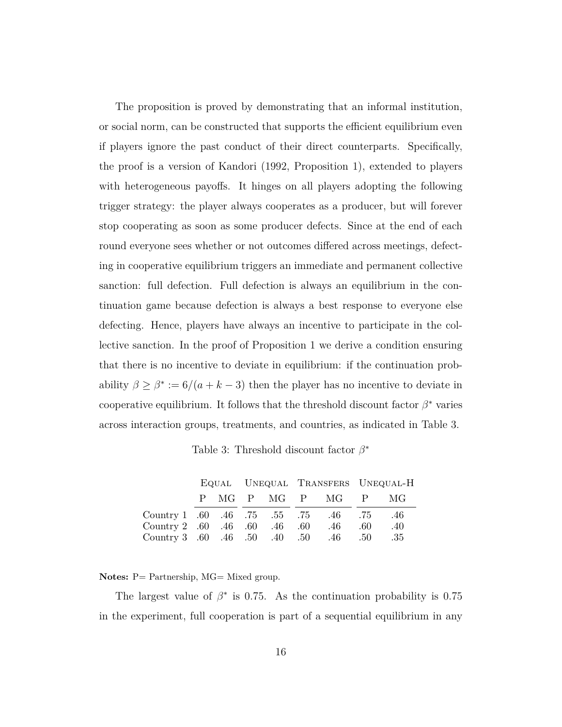The proposition is proved by demonstrating that an informal institution, or social norm, can be constructed that supports the efficient equilibrium even if players ignore the past conduct of their direct counterparts. Specifically, the proof is a version of Kandori (1992, Proposition 1), extended to players with heterogeneous payoffs. It hinges on all players adopting the following trigger strategy: the player always cooperates as a producer, but will forever stop cooperating as soon as some producer defects. Since at the end of each round everyone sees whether or not outcomes differed across meetings, defecting in cooperative equilibrium triggers an immediate and permanent collective sanction: full defection. Full defection is always an equilibrium in the continuation game because defection is always a best response to everyone else defecting. Hence, players have always an incentive to participate in the collective sanction. In the proof of Proposition 1 we derive a condition ensuring that there is no incentive to deviate in equilibrium: if the continuation probability $\beta \geq \beta^* := 6/(a + k - 3)$ then the player has no incentive to deviate in cooperative equilibrium. It follows that the threshold discount factor $\beta^*$ varies across interaction groups, treatments, and countries, as indicated in Table 3.

Table 3: Threshold discount factor $\beta^*$

| | Equal | | Unequal | | Transfers | | Unequal-H | |
|---|---|---|---|---|---|---|---|---|
| | P | MG | P | MG | P | MG | P | MG |
| Country 1 | .60 | .46 | .75 | .55 | .75 | .46 | .75 | .46 |
| Country 2 | .60 | .46 | .60 | .46 | .60 | .46 | .60 | .40 |
| Country 3 | .60 | .46 | .50 | .40 | .50 | .46 | .50 | .35 |

**Notes:** P= Partnership, MG= Mixed group.

The largest value of $\beta^*$ is 0.75. As the continuation probability is 0.75 in the experiment, full cooperation is part of a sequential equilibrium in any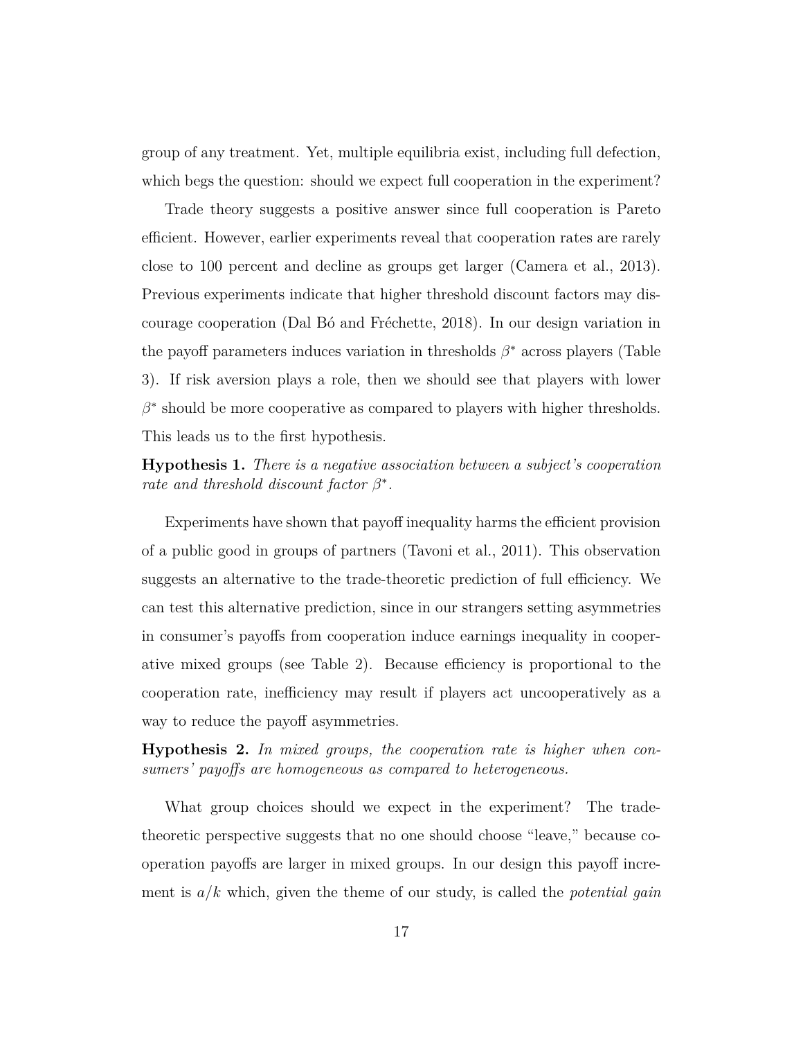group of any treatment. Yet, multiple equilibria exist, including full defection, which begs the question: should we expect full cooperation in the experiment?

Trade theory suggests a positive answer since full cooperation is Pareto efficient. However, earlier experiments reveal that cooperation rates are rarely close to 100 percent and decline as groups get larger (Camera et al., 2013). Previous experiments indicate that higher threshold discount factors may discourage cooperation (Dal Bó and Fréchette, 2018). In our design variation in the payoff parameters induces variation in thresholds $\beta^*$ across players (Table 3). If risk aversion plays a role, then we should see that players with lower $\beta^*$ should be more cooperative as compared to players with higher thresholds. This leads us to the first hypothesis.

**Hypothesis 1.** *There is a negative association between a subject's cooperation rate and threshold discount factor $\beta^*$.*

Experiments have shown that payoff inequality harms the efficient provision of a public good in groups of partners (Tavoni et al., 2011). This observation suggests an alternative to the trade-theoretic prediction of full efficiency. We can test this alternative prediction, since in our strangers setting asymmetries in consumer's payoffs from cooperation induce earnings inequality in cooperative mixed groups (see Table 2). Because efficiency is proportional to the cooperation rate, inefficiency may result if players act uncooperatively as a way to reduce the payoff asymmetries.

**Hypothesis 2.** *In mixed groups, the cooperation rate is higher when consumers' payoffs are homogeneous as compared to heterogeneous.*

What group choices should we expect in the experiment? The trade-theoretic perspective suggests that no one should choose "leave," because cooperation payoffs are larger in mixed groups. In our design this payoff increment is $a/k$ which, given the theme of our study, is called the *potential gain*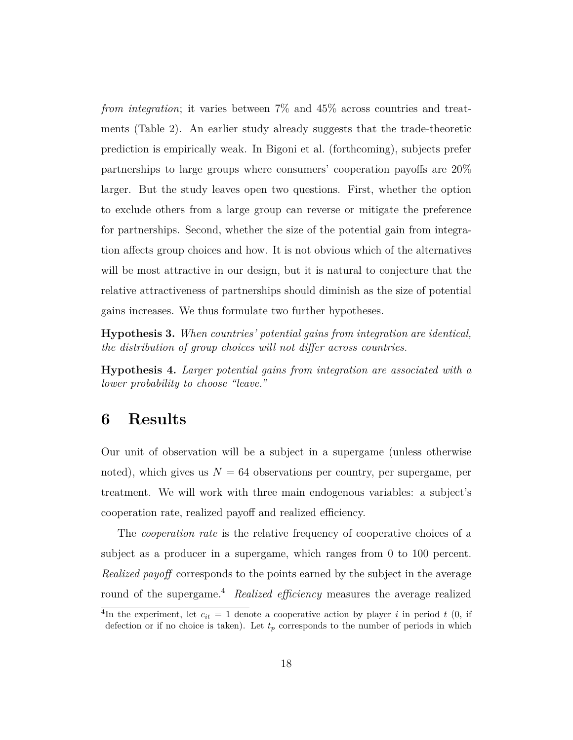*from integration*; it varies between 7% and 45% across countries and treatments (Table 2). An earlier study already suggests that the trade-theoretic prediction is empirically weak. In Bigoni et al. (forthcoming), subjects prefer partnerships to large groups where consumers' cooperation payoffs are 20% larger. But the study leaves open two questions. First, whether the option to exclude others from a large group can reverse or mitigate the preference for partnerships. Second, whether the size of the potential gain from integration affects group choices and how. It is not obvious which of the alternatives will be most attractive in our design, but it is natural to conjecture that the relative attractiveness of partnerships should diminish as the size of potential gains increases. We thus formulate two further hypotheses.

**Hypothesis 3.** *When countries' potential gains from integration are identical, the distribution of group choices will not differ across countries.*

**Hypothesis 4.** *Larger potential gains from integration are associated with a lower probability to choose "leave."*

# 6 Results

Our unit of observation will be a subject in a supergame (unless otherwise noted), which gives us $N = 64$ observations per country, per supergame, per treatment. We will work with three main endogenous variables: a subject's cooperation rate, realized payoff and realized efficiency.

The *cooperation rate* is the relative frequency of cooperative choices of a subject as a producer in a supergame, which ranges from 0 to 100 percent. *Realized payoff* corresponds to the points earned by the subject in the average round of the supergame.[4] *Realized efficiency* measures the average realized

[4] In the experiment, let $c_{it} = 1$ denote a cooperative action by player $i$ in period $t$ (0, if defection or if no choice is taken). Let $t_p$ corresponds to the number of periods in which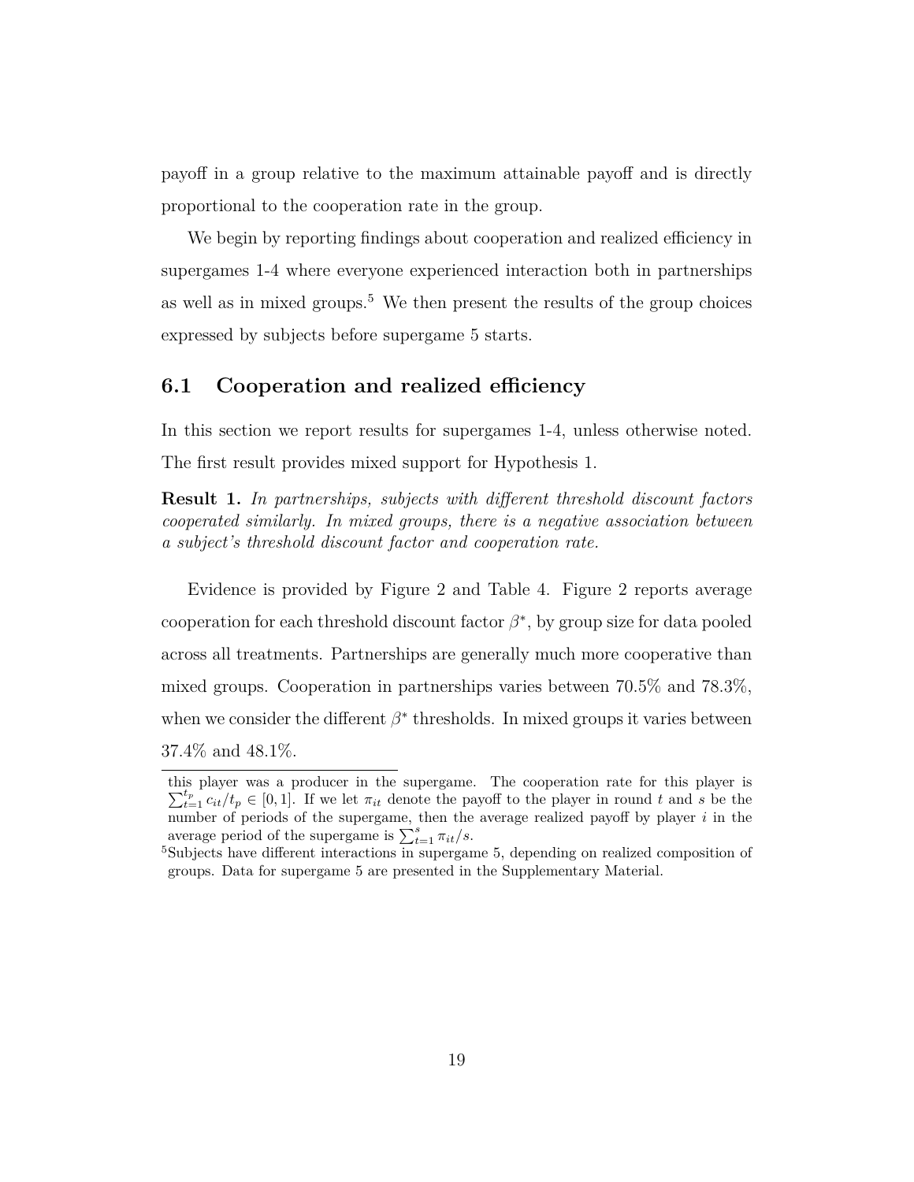payoff in a group relative to the maximum attainable payoff and is directly proportional to the cooperation rate in the group.

We begin by reporting findings about cooperation and realized efficiency in supergames 1-4 where everyone experienced interaction both in partnerships as well as in mixed groups.[5] We then present the results of the group choices expressed by subjects before supergame 5 starts.

## 6.1 Cooperation and realized efficiency

In this section we report results for supergames 1-4, unless otherwise noted. The first result provides mixed support for Hypothesis 1.

**Result 1.** *In partnerships, subjects with different threshold discount factors cooperated similarly. In mixed groups, there is a negative association between a subject's threshold discount factor and cooperation rate.*

Evidence is provided by Figure 2 and Table 4. Figure 2 reports average cooperation for each threshold discount factor $\beta^*$, by group size for data pooled across all treatments. Partnerships are generally much more cooperative than mixed groups. Cooperation in partnerships varies between 70.5% and 78.3%, when we consider the different $\beta^*$ thresholds. In mixed groups it varies between 37.4% and 48.1%.

---

this player was a producer in the supergame. The cooperation rate for this player is $\sum_{t=1}^{t_p} c_{it}/t_p \in [0, 1]$. If we let $\pi_{it}$ denote the payoff to the player in round $t$ and $s$ be the number of periods of the supergame, then the average realized payoff by player $i$ in the average period of the supergame is $\sum_{t=1}^{s} \pi_{it}/s$.

[5] Subjects have different interactions in supergame 5, depending on realized composition of groups. Data for supergame 5 are presented in the Supplementary Material.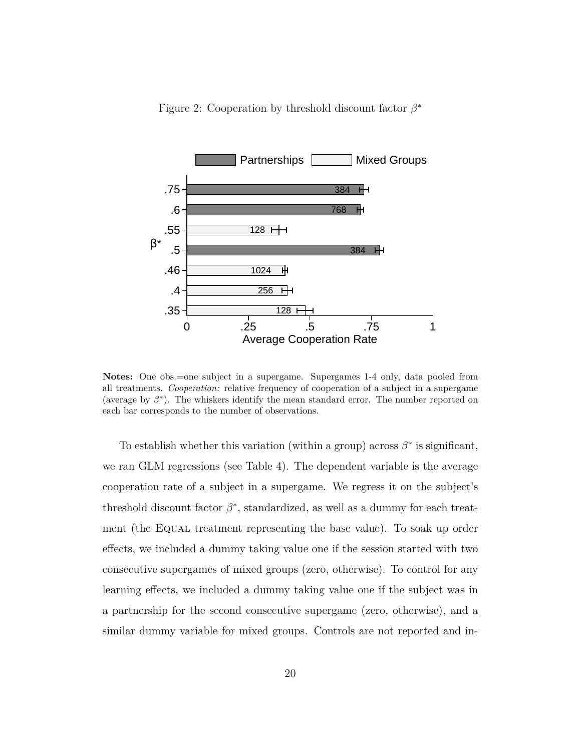Figure 2: Cooperation by threshold discount factor $\beta^*$

**Notes:** One obs.=one subject in a supergame. Supergames 1-4 only, data pooled from all treatments. *Cooperation:* relative frequency of cooperation of a subject in a supergame (average by $\beta^*$). The whiskers identify the mean standard error. The number reported on each bar corresponds to the number of observations.

To establish whether this variation (within a group) across $\beta^*$ is significant, we ran GLM regressions (see Table 4). The dependent variable is the average cooperation rate of a subject in a supergame. We regress it on the subject's threshold discount factor $\beta^*$, standardized, as well as a dummy for each treatment (the EQUAL treatment representing the base value). To soak up order effects, we included a dummy taking value one if the session started with two consecutive supergames of mixed groups (zero, otherwise). To control for any learning effects, we included a dummy taking value one if the subject was in a partnership for the second consecutive supergame (zero, otherwise), and a similar dummy variable for mixed groups. Controls are not reported and in-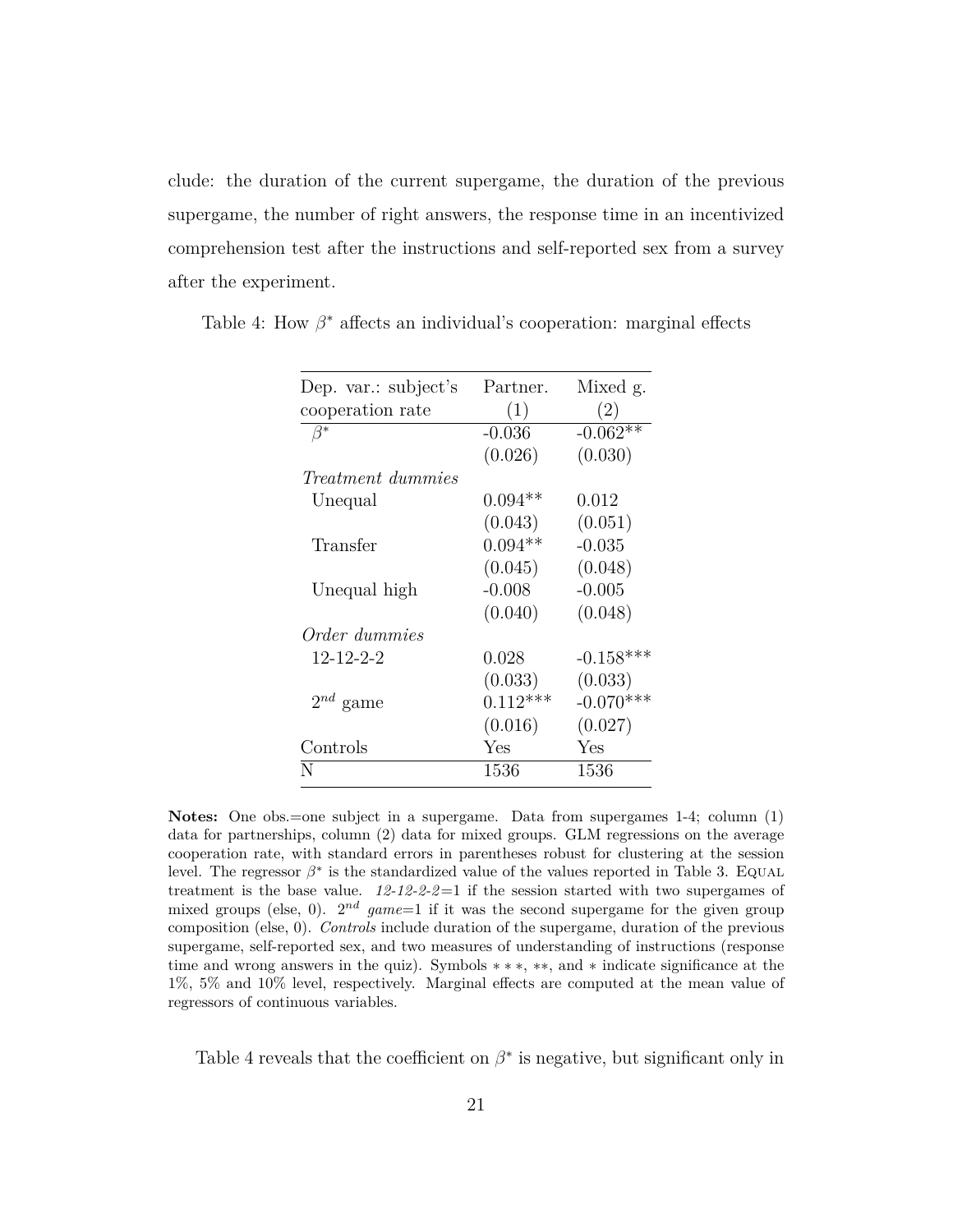clude: the duration of the current supergame, the duration of the previous supergame, the number of right answers, the response time in an incentivized comprehension test after the instructions and self-reported sex from a survey after the experiment.

Table 4: How $\beta^*$ affects an individual's cooperation: marginal effects

| Dep. var.: subject's cooperation rate | Partner. (1) | Mixed g. (2) |
|---|---|---|
| $\beta^*$ | -0.036 | -0.062** |
| | (0.026) | (0.030) |
| *Treatment dummies* | | |
| Unequal | 0.094** | 0.012 |
| | (0.043) | (0.051) |
| Transfer | 0.094** | -0.035 |
| | (0.045) | (0.048) |
| Unequal high | -0.008 | -0.005 |
| | (0.040) | (0.048) |
| *Order dummies* | | |
| 12-12-2-2 | 0.028 | -0.158*** |
| | (0.033) | (0.033) |
| $2^{nd}$ game | 0.112*** | -0.070*** |
| | (0.016) | (0.027) |
| Controls | Yes | Yes |
| N | 1536 | 1536 |

**Notes:** One obs.=one subject in a supergame. Data from supergames 1-4; column (1) data for partnerships, column (2) data for mixed groups. GLM regressions on the average cooperation rate, with standard errors in parentheses robust for clustering at the session level. The regressor $\beta^*$ is the standardized value of the values reported in Table 3. Equal treatment is the base value. *12-12-2-2*=1 if the session started with two supergames of mixed groups (else, 0). $2^{nd}$ *game*=1 if it was the second supergame for the given group composition (else, 0). *Controls* include duration of the supergame, duration of the previous supergame, self-reported sex, and two measures of understanding of instructions (response time and wrong answers in the quiz). Symbols ∗∗∗, ∗∗, and ∗ indicate significance at the 1%, 5% and 10% level, respectively. Marginal effects are computed at the mean value of regressors of continuous variables.

Table 4 reveals that the coefficient on $\beta^*$ is negative, but significant only in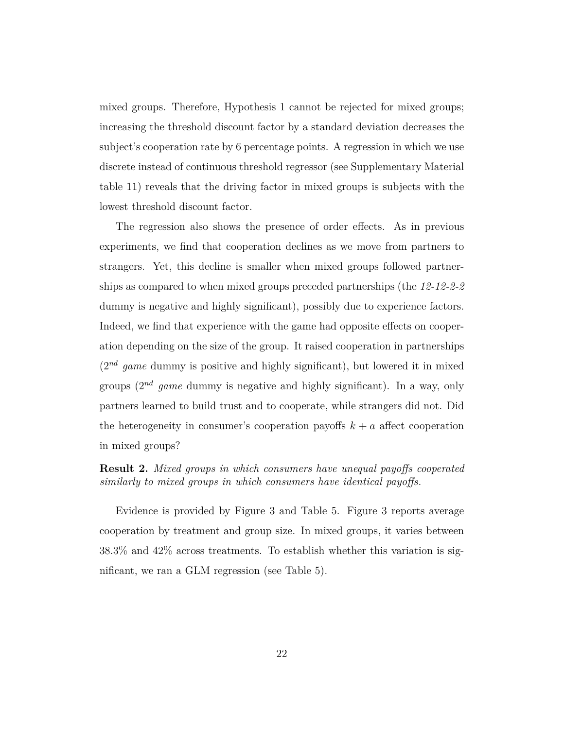mixed groups. Therefore, Hypothesis 1 cannot be rejected for mixed groups; increasing the threshold discount factor by a standard deviation decreases the subject's cooperation rate by 6 percentage points. A regression in which we use discrete instead of continuous threshold regressor (see Supplementary Material table 11) reveals that the driving factor in mixed groups is subjects with the lowest threshold discount factor.

The regression also shows the presence of order effects. As in previous experiments, we find that cooperation declines as we move from partners to strangers. Yet, this decline is smaller when mixed groups followed partnerships as compared to when mixed groups preceded partnerships (the *12-12-2-2* dummy is negative and highly significant), possibly due to experience factors. Indeed, we find that experience with the game had opposite effects on cooperation depending on the size of the group. It raised cooperation in partnerships ($2^{nd}$ *game* dummy is positive and highly significant), but lowered it in mixed groups ($2^{nd}$ *game* dummy is negative and highly significant). In a way, only partners learned to build trust and to cooperate, while strangers did not. Did the heterogeneity in consumer's cooperation payoffs $k + a$ affect cooperation in mixed groups?

**Result 2.** *Mixed groups in which consumers have unequal payoffs cooperated similarly to mixed groups in which consumers have identical payoffs.*

Evidence is provided by Figure 3 and Table 5. Figure 3 reports average cooperation by treatment and group size. In mixed groups, it varies between 38.3% and 42% across treatments. To establish whether this variation is significant, we ran a GLM regression (see Table 5).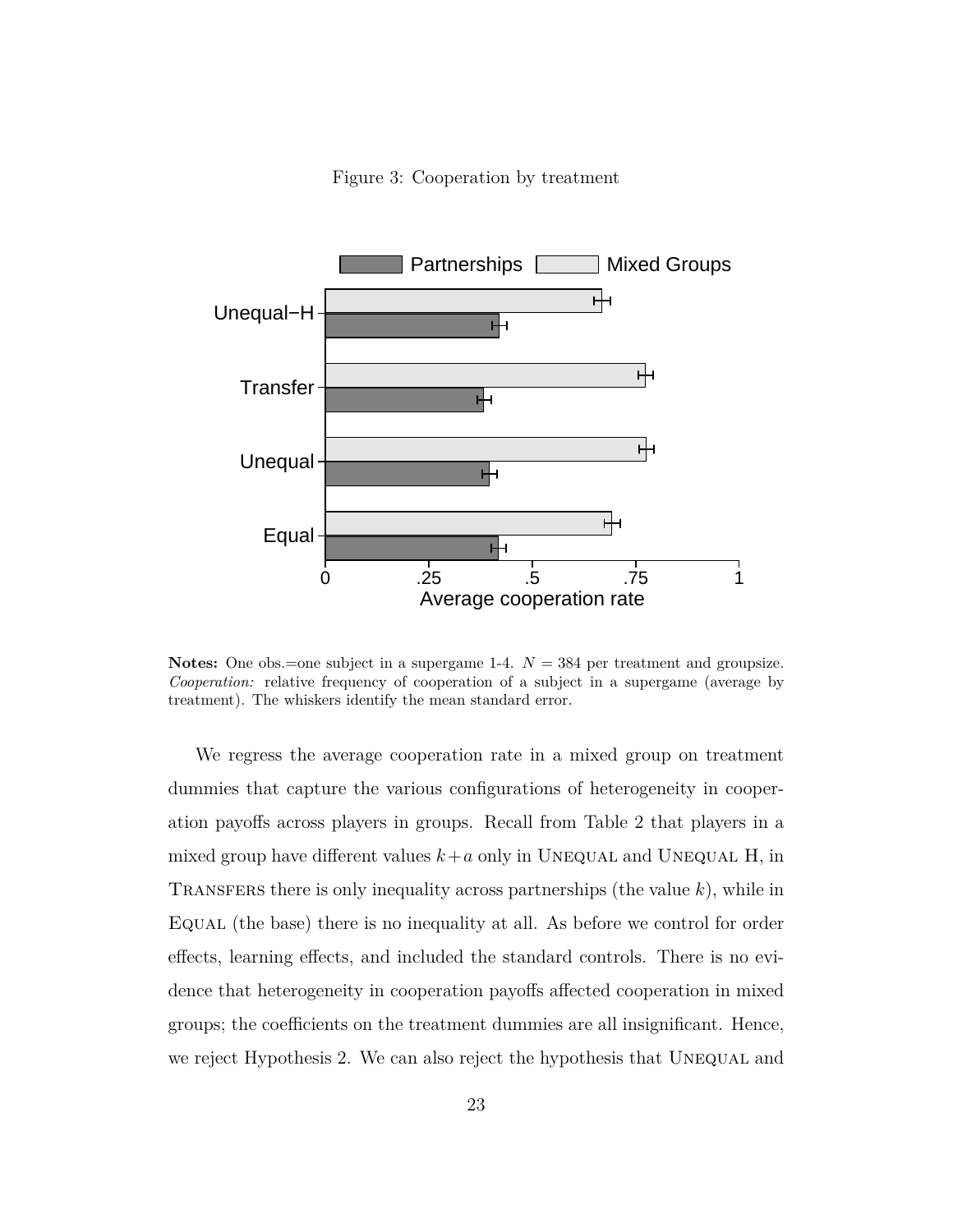Figure 3: Cooperation by treatment

**Notes:** One obs.=one subject in a supergame 1-4. $N = 384$ per treatment and groupsize. *Cooperation:* relative frequency of cooperation of a subject in a supergame (average by treatment). The whiskers identify the mean standard error.

We regress the average cooperation rate in a mixed group on treatment dummies that capture the various configurations of heterogeneity in cooperation payoffs across players in groups. Recall from Table 2 that players in a mixed group have different values $k+a$ only in UNEQUAL and UNEQUAL H, in TRANSFERS there is only inequality across partnerships (the value $k$), while in EQUAL (the base) there is no inequality at all. As before we control for order effects, learning effects, and included the standard controls. There is no evidence that heterogeneity in cooperation payoffs affected cooperation in mixed groups; the coefficients on the treatment dummies are all insignificant. Hence, we reject Hypothesis 2. We can also reject the hypothesis that UNEQUAL and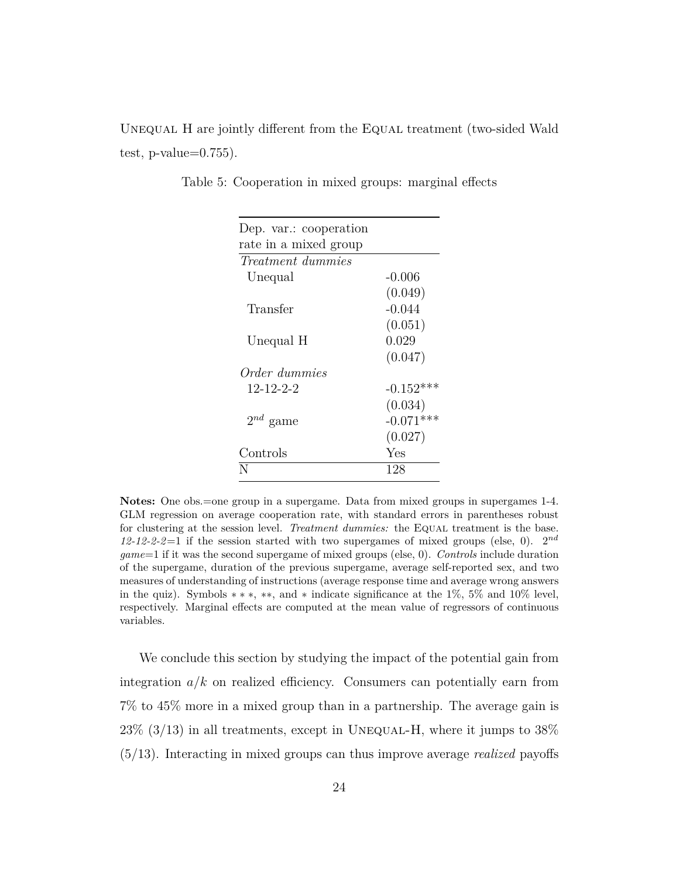Unequal H are jointly different from the Equal treatment (two-sided Wald test, p-value=0.755).

Table 5: Cooperation in mixed groups: marginal effects

| Dep. var.: cooperation rate in a mixed group | |
|---|---|
| *Treatment dummies* | |
| Unequal | -0.006 |
| | (0.049) |
| Transfer | -0.044 |
| | (0.051) |
| Unequal H | 0.029 |
| | (0.047) |
| *Order dummies* | |
| 12-12-2-2 | -0.152*** |
| | (0.034) |
| $2^{nd}$ game | -0.071*** |
| | (0.027) |
| Controls | Yes |
| N | 128 |

**Notes:** One obs.=one group in a supergame. Data from mixed groups in supergames 1-4. GLM regression on average cooperation rate, with standard errors in parentheses robust for clustering at the session level. *Treatment dummies:* the Equal treatment is the base. *12-12-2-2*=1 if the session started with two supergames of mixed groups (else, 0). $2^{nd}$ *game*=1 if it was the second supergame of mixed groups (else, 0). *Controls* include duration of the supergame, duration of the previous supergame, average self-reported sex, and two measures of understanding of instructions (average response time and average wrong answers in the quiz). Symbols $***$, $**$, and $*$ indicate significance at the 1%, 5% and 10% level, respectively. Marginal effects are computed at the mean value of regressors of continuous variables.

We conclude this section by studying the impact of the potential gain from integration $a/k$ on realized efficiency. Consumers can potentially earn from 7% to 45% more in a mixed group than in a partnership. The average gain is 23% (3/13) in all treatments, except in Unequal-H, where it jumps to 38% (5/13). Interacting in mixed groups can thus improve average *realized* payoffs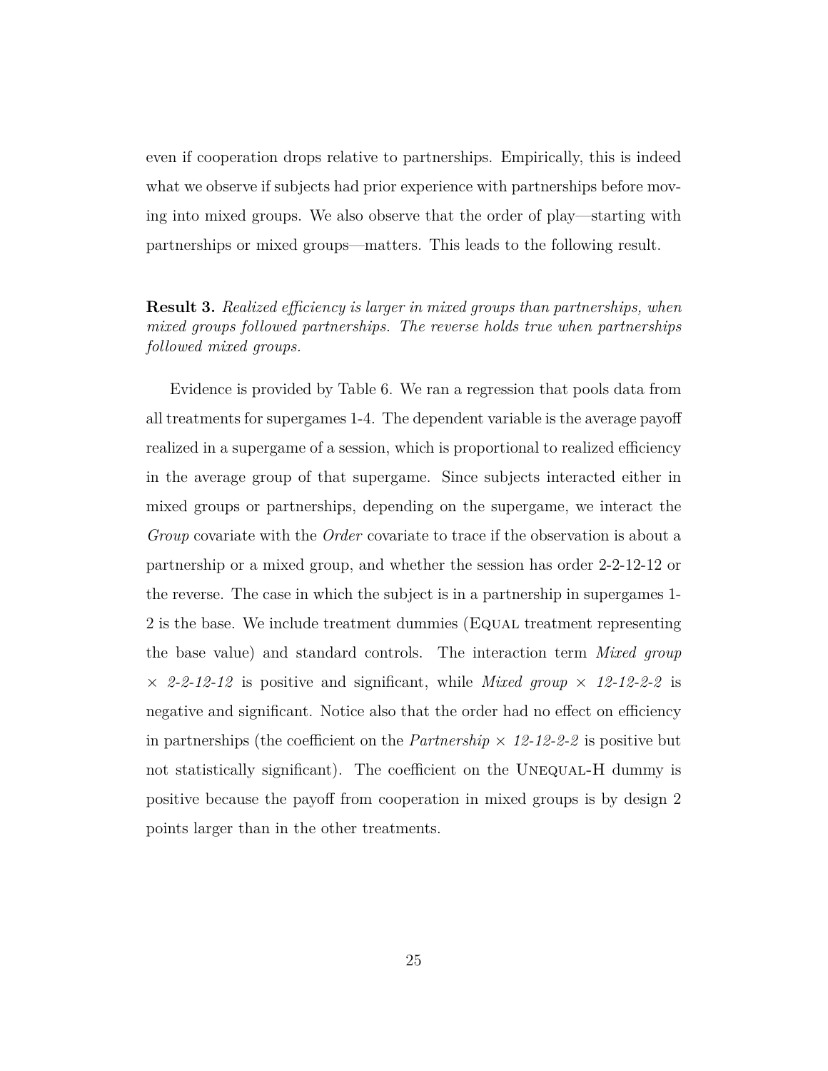even if cooperation drops relative to partnerships. Empirically, this is indeed what we observe if subjects had prior experience with partnerships before moving into mixed groups. We also observe that the order of play—starting with partnerships or mixed groups—matters. This leads to the following result.

**Result 3.** *Realized efficiency is larger in mixed groups than partnerships, when mixed groups followed partnerships. The reverse holds true when partnerships followed mixed groups.*

Evidence is provided by Table 6. We ran a regression that pools data from all treatments for supergames 1-4. The dependent variable is the average payoff realized in a supergame of a session, which is proportional to realized efficiency in the average group of that supergame. Since subjects interacted either in mixed groups or partnerships, depending on the supergame, we interact the *Group* covariate with the *Order* covariate to trace if the observation is about a partnership or a mixed group, and whether the session has order 2-2-12-12 or the reverse. The case in which the subject is in a partnership in supergames 1-2 is the base. We include treatment dummies (Equal treatment representing the base value) and standard controls. The interaction term *Mixed group* × *2-2-12-12* is positive and significant, while *Mixed group* × *12-12-2-2* is negative and significant. Notice also that the order had no effect on efficiency in partnerships (the coefficient on the *Partnership* × *12-12-2-2* is positive but not statistically significant). The coefficient on the Unequal-H dummy is positive because the payoff from cooperation in mixed groups is by design 2 points larger than in the other treatments.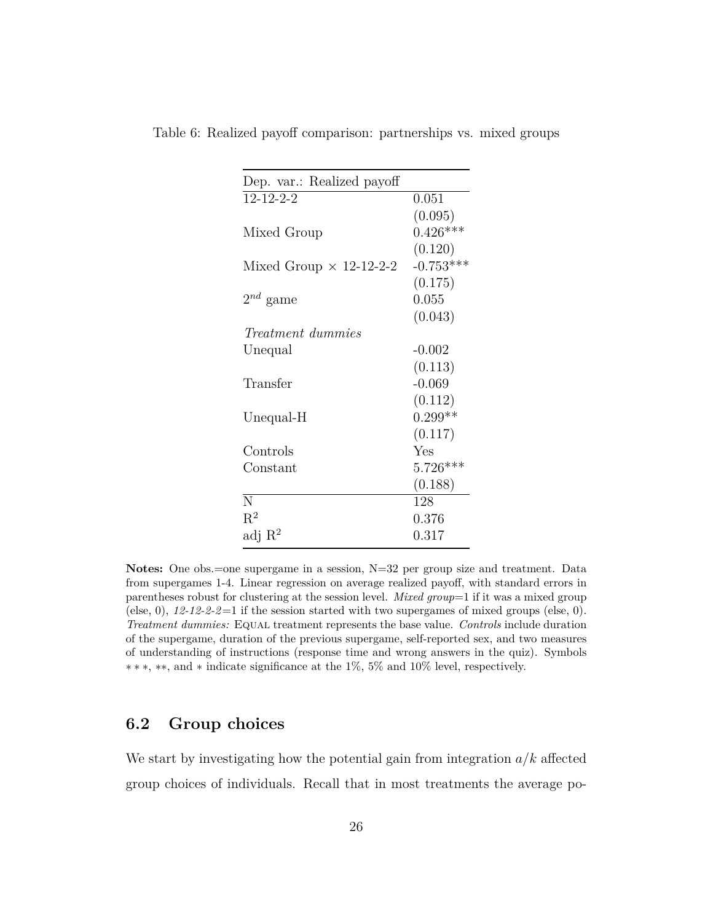Table 6: Realized payoff comparison: partnerships vs. mixed groups

| Dep. var.: Realized payoff | |
|---|---|
| 12-12-2-2 | 0.051 |
| | (0.095) |
| Mixed Group | 0.426*** |
| | (0.120) |
| Mixed Group × 12-12-2-2 | -0.753*** |
| | (0.175) |
| $2^{nd}$ game | 0.055 |
| | (0.043) |
| *Treatment dummies* | |
| Unequal | -0.002 |
| | (0.113) |
| Transfer | -0.069 |
| | (0.112) |
| Unequal-H | 0.299** |
| | (0.117) |
| Controls | Yes |
| Constant | 5.726*** |
| | (0.188) |
| N | 128 |
| $R^2$ | 0.376 |
| adj $R^2$ | 0.317 |

**Notes:** One obs.=one supergame in a session, N=32 per group size and treatment. Data from supergames 1-4. Linear regression on average realized payoff, with standard errors in parentheses robust for clustering at the session level. *Mixed group*=1 if it was a mixed group (else, 0), *12-12-2-2*=1 if the session started with two supergames of mixed groups (else, 0). *Treatment dummies:* EQUAL treatment represents the base value. *Controls* include duration of the supergame, duration of the previous supergame, self-reported sex, and two measures of understanding of instructions (response time and wrong answers in the quiz). Symbols ***, **, and * indicate significance at the 1%, 5% and 10% level, respectively.

## 6.2 Group choices

We start by investigating how the potential gain from integration $a/k$ affected group choices of individuals. Recall that in most treatments the average po-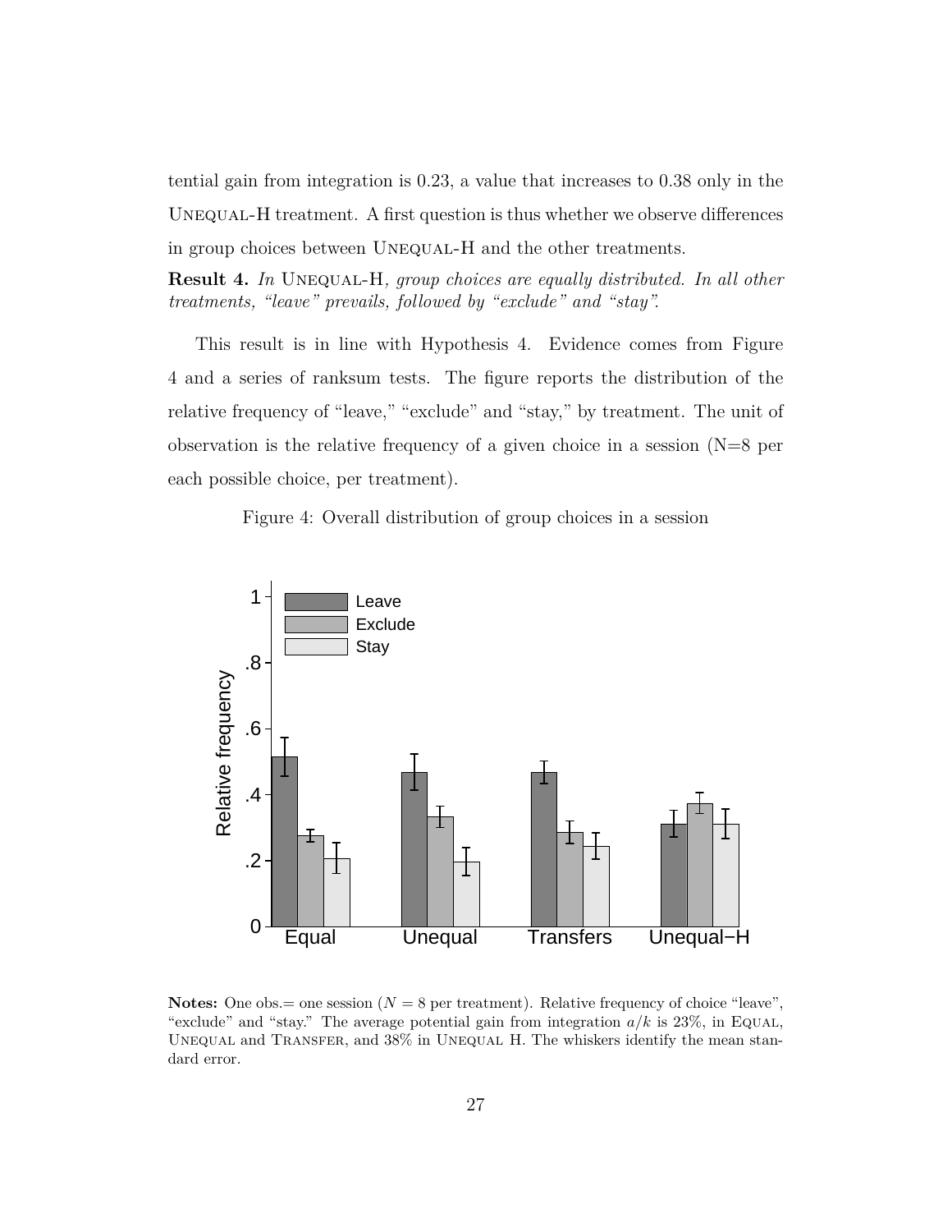tential gain from integration is 0.23, a value that increases to 0.38 only in the UNEQUAL-H treatment. A first question is thus whether we observe differences in group choices between UNEQUAL-H and the other treatments.

**Result 4.** *In* UNEQUAL-H*, group choices are equally distributed. In all other treatments, "leave" prevails, followed by "exclude" and "stay".*

This result is in line with Hypothesis 4. Evidence comes from Figure 4 and a series of ranksum tests. The figure reports the distribution of the relative frequency of "leave," "exclude" and "stay," by treatment. The unit of observation is the relative frequency of a given choice in a session (N=8 per each possible choice, per treatment).

Figure 4: Overall distribution of group choices in a session

**Notes:** One obs.= one session ($N = 8$ per treatment). Relative frequency of choice "leave", "exclude" and "stay." The average potential gain from integration $a/k$ is 23%, in EQUAL, UNEQUAL and TRANSFER, and 38% in UNEQUAL H. The whiskers identify the mean standard error.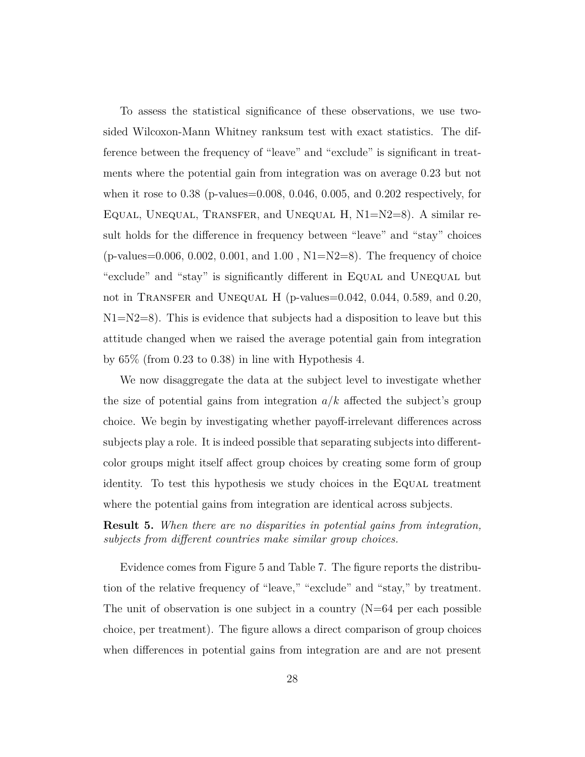To assess the statistical significance of these observations, we use two-sided Wilcoxon-Mann Whitney ranksum test with exact statistics. The difference between the frequency of "leave" and "exclude" is significant in treatments where the potential gain from integration was on average 0.23 but not when it rose to 0.38 (p-values=0.008, 0.046, 0.005, and 0.202 respectively, for Equal, Unequal, Transfer, and Unequal H, N1=N2=8). A similar result holds for the difference in frequency between "leave" and "stay" choices (p-values=0.006, 0.002, 0.001, and 1.00 , N1=N2=8). The frequency of choice "exclude" and "stay" is significantly different in Equal and Unequal but not in Transfer and Unequal H (p-values=0.042, 0.044, 0.589, and 0.20, N1=N2=8). This is evidence that subjects had a disposition to leave but this attitude changed when we raised the average potential gain from integration by 65% (from 0.23 to 0.38) in line with Hypothesis 4.

We now disaggregate the data at the subject level to investigate whether the size of potential gains from integration $a/k$ affected the subject's group choice. We begin by investigating whether payoff-irrelevant differences across subjects play a role. It is indeed possible that separating subjects into different-color groups might itself affect group choices by creating some form of group identity. To test this hypothesis we study choices in the Equal treatment where the potential gains from integration are identical across subjects.

**Result 5.** *When there are no disparities in potential gains from integration, subjects from different countries make similar group choices.*

Evidence comes from Figure 5 and Table 7. The figure reports the distribution of the relative frequency of "leave," "exclude" and "stay," by treatment. The unit of observation is one subject in a country (N=64 per each possible choice, per treatment). The figure allows a direct comparison of group choices when differences in potential gains from integration are and are not present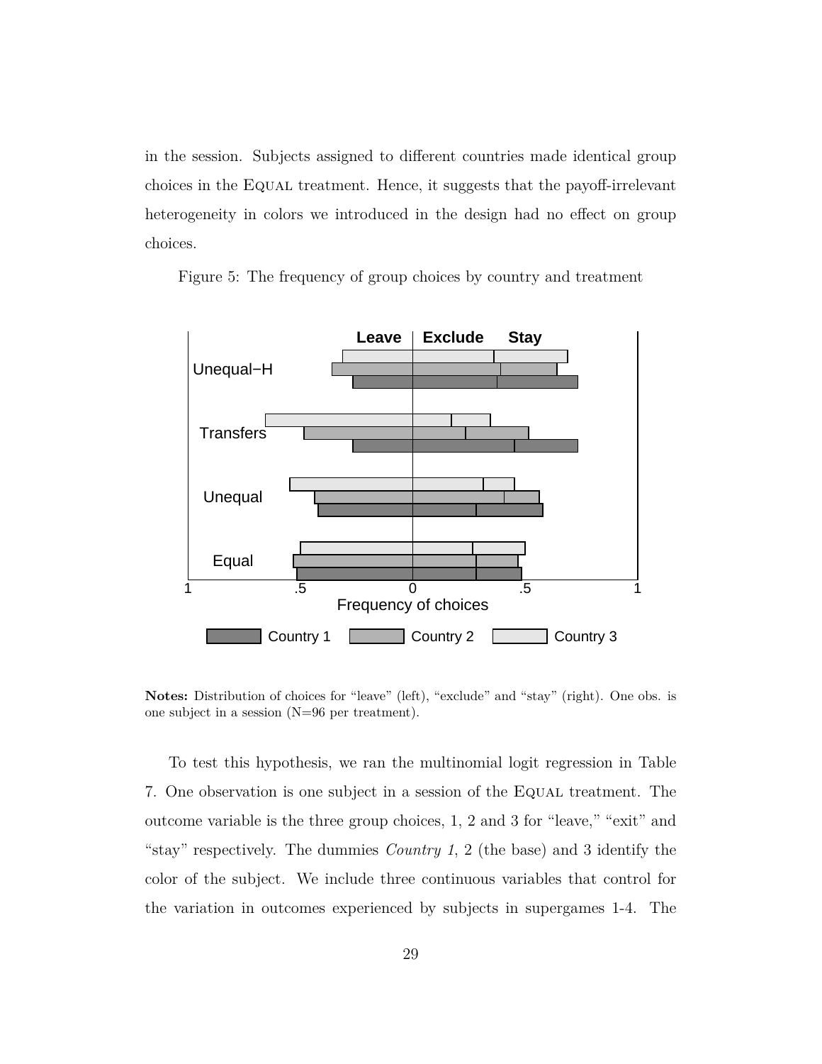in the session. Subjects assigned to different countries made identical group choices in the EQUAL treatment. Hence, it suggests that the payoff-irrelevant heterogeneity in colors we introduced in the design had no effect on group choices.

Figure 5: The frequency of group choices by country and treatment

**Notes:** Distribution of choices for "leave" (left), "exclude" and "stay" (right). One obs. is one subject in a session (N=96 per treatment).

To test this hypothesis, we ran the multinomial logit regression in Table 7. One observation is one subject in a session of the EQUAL treatment. The outcome variable is the three group choices, 1, 2 and 3 for "leave," "exit" and "stay" respectively. The dummies *Country 1*, 2 (the base) and 3 identify the color of the subject. We include three continuous variables that control for the variation in outcomes experienced by subjects in supergames 1-4. The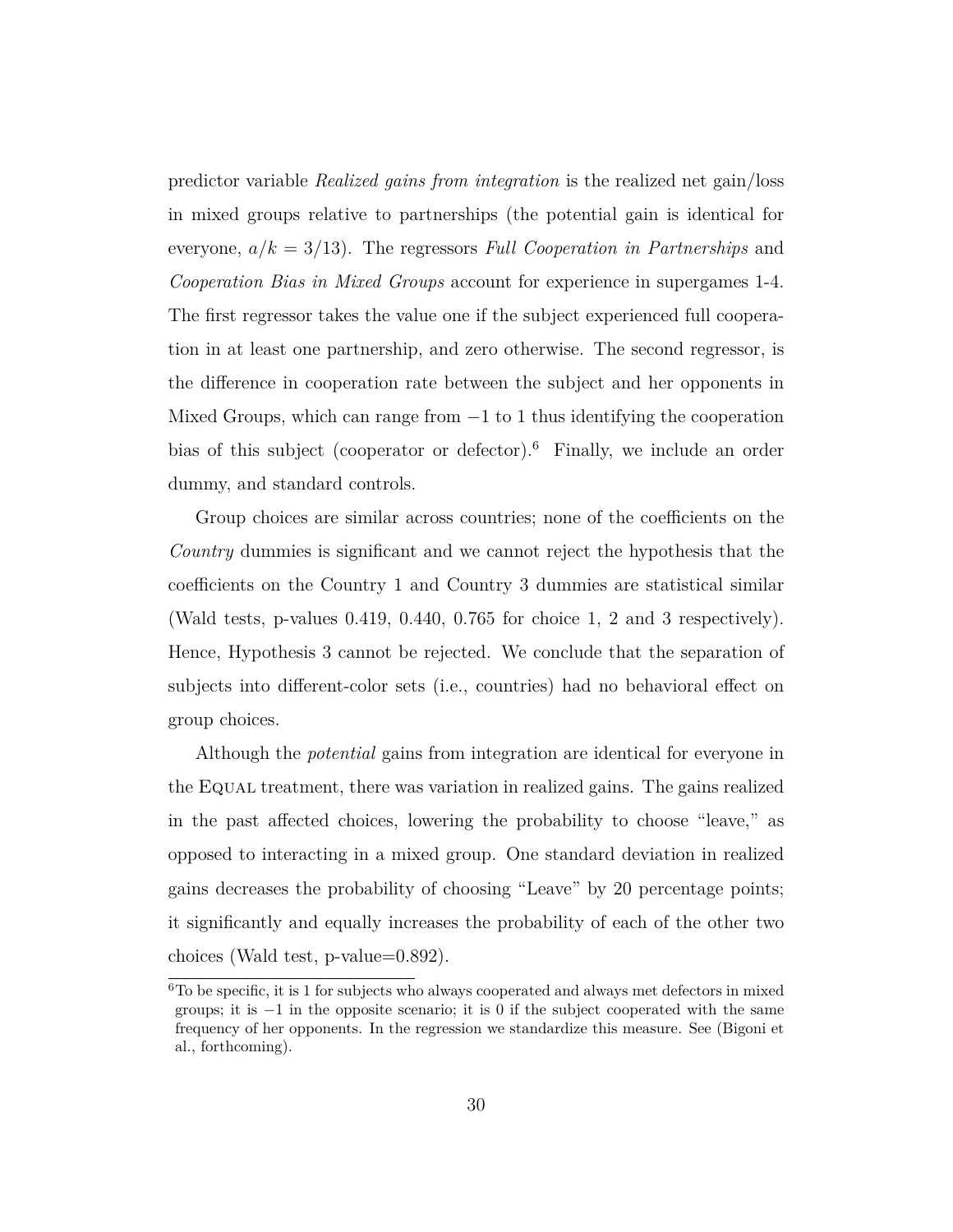predictor variable *Realized gains from integration* is the realized net gain/loss in mixed groups relative to partnerships (the potential gain is identical for everyone, $a/k = 3/13$). The regressors *Full Cooperation in Partnerships* and *Cooperation Bias in Mixed Groups* account for experience in supergames 1-4. The first regressor takes the value one if the subject experienced full cooperation in at least one partnership, and zero otherwise. The second regressor, is the difference in cooperation rate between the subject and her opponents in Mixed Groups, which can range from $-1$ to 1 thus identifying the cooperation bias of this subject (cooperator or defector).[6] Finally, we include an order dummy, and standard controls.

Group choices are similar across countries; none of the coefficients on the *Country* dummies is significant and we cannot reject the hypothesis that the coefficients on the Country 1 and Country 3 dummies are statistical similar (Wald tests, p-values 0.419, 0.440, 0.765 for choice 1, 2 and 3 respectively). Hence, Hypothesis 3 cannot be rejected. We conclude that the separation of subjects into different-color sets (i.e., countries) had no behavioral effect on group choices.

Although the *potential* gains from integration are identical for everyone in the Equal treatment, there was variation in realized gains. The gains realized in the past affected choices, lowering the probability to choose "leave," as opposed to interacting in a mixed group. One standard deviation in realized gains decreases the probability of choosing "Leave" by 20 percentage points; it significantly and equally increases the probability of each of the other two choices (Wald test, p-value=0.892).

[6] To be specific, it is 1 for subjects who always cooperated and always met defectors in mixed groups; it is $-1$ in the opposite scenario; it is 0 if the subject cooperated with the same frequency of her opponents. In the regression we standardize this measure. See (Bigoni et al., forthcoming).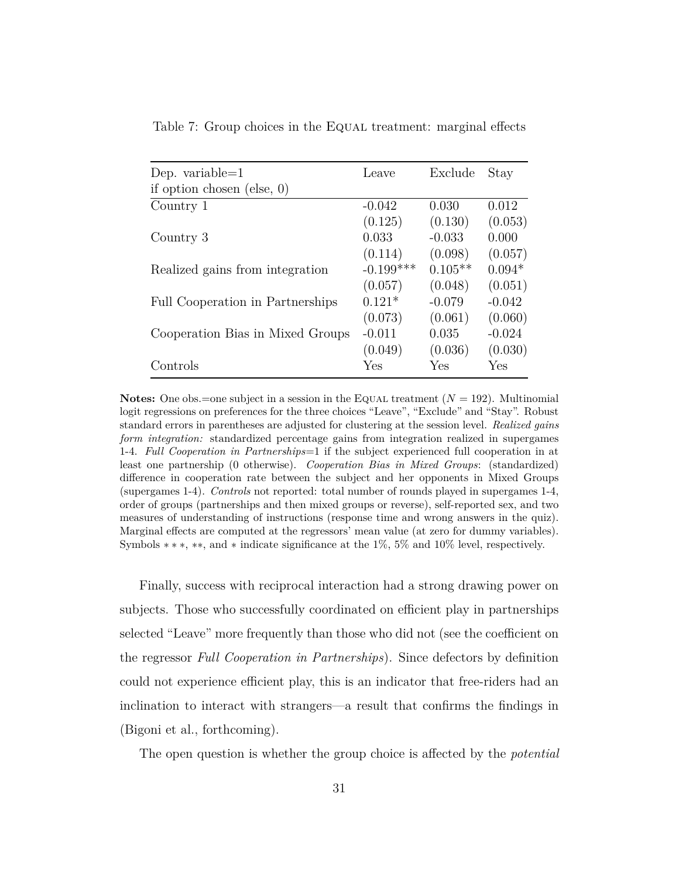Table 7: Group choices in the EQUAL treatment: marginal effects

| Dep. variable=1 if option chosen (else, 0) | Leave | Exclude | Stay |
|---|---|---|---|
| Country 1 | -0.042 | 0.030 | 0.012 |
| | (0.125) | (0.130) | (0.053) |
| Country 3 | 0.033 | -0.033 | 0.000 |
| | (0.114) | (0.098) | (0.057) |
| Realized gains from integration | -0.199*** | 0.105** | 0.094* |
| | (0.057) | (0.048) | (0.051) |
| Full Cooperation in Partnerships | 0.121* | -0.079 | -0.042 |
| | (0.073) | (0.061) | (0.060) |
| Cooperation Bias in Mixed Groups | -0.011 | 0.035 | -0.024 |
| | (0.049) | (0.036) | (0.030) |
| Controls | Yes | Yes | Yes |

**Notes:** One obs.=one subject in a session in the EQUAL treatment ($N = 192$). Multinomial logit regressions on preferences for the three choices "Leave", "Exclude" and "Stay". Robust standard errors in parentheses are adjusted for clustering at the session level. *Realized gains form integration:* standardized percentage gains from integration realized in supergames 1-4. *Full Cooperation in Partnerships*=1 if the subject experienced full cooperation in at least one partnership (0 otherwise). *Cooperation Bias in Mixed Groups*: (standardized) difference in cooperation rate between the subject and her opponents in Mixed Groups (supergames 1-4). *Controls* not reported: total number of rounds played in supergames 1-4, order of groups (partnerships and then mixed groups or reverse), self-reported sex, and two measures of understanding of instructions (response time and wrong answers in the quiz). Marginal effects are computed at the regressors' mean value (at zero for dummy variables). Symbols $***$, $**$, and $*$ indicate significance at the 1%, 5% and 10% level, respectively.

Finally, success with reciprocal interaction had a strong drawing power on subjects. Those who successfully coordinated on efficient play in partnerships selected "Leave" more frequently than those who did not (see the coefficient on the regressor *Full Cooperation in Partnerships*). Since defectors by definition could not experience efficient play, this is an indicator that free-riders had an inclination to interact with strangers—a result that confirms the findings in (Bigoni et al., forthcoming).

The open question is whether the group choice is affected by the *potential*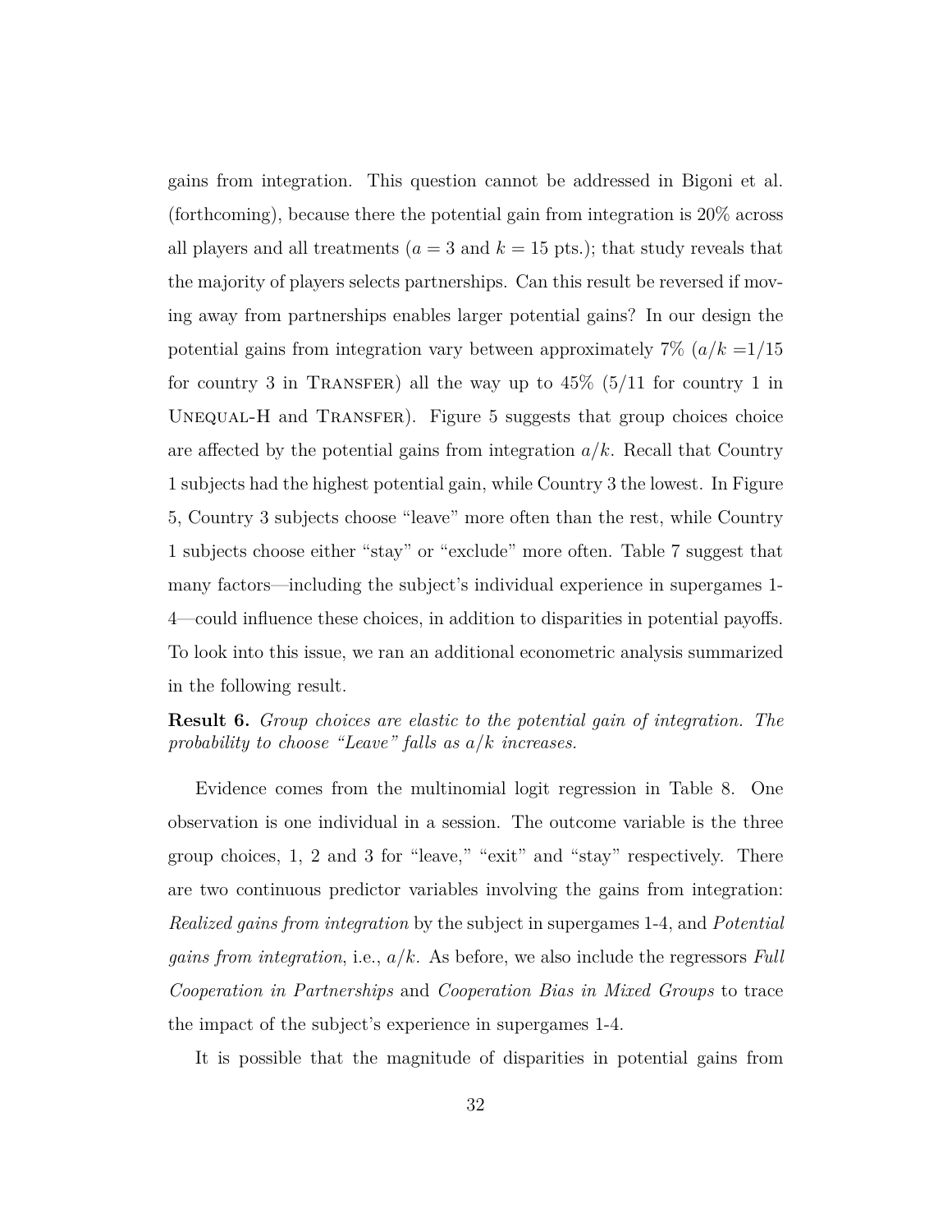gains from integration. This question cannot be addressed in Bigoni et al. (forthcoming), because there the potential gain from integration is 20% across all players and all treatments ($a = 3$ and $k = 15$ pts.); that study reveals that the majority of players selects partnerships. Can this result be reversed if moving away from partnerships enables larger potential gains? In our design the potential gains from integration vary between approximately 7% ($a/k$ =1/15 for country 3 in Transfer) all the way up to 45% (5/11 for country 1 in Unequal-H and Transfer). Figure 5 suggests that group choices choice are affected by the potential gains from integration $a/k$. Recall that Country 1 subjects had the highest potential gain, while Country 3 the lowest. In Figure 5, Country 3 subjects choose "leave" more often than the rest, while Country 1 subjects choose either "stay" or "exclude" more often. Table 7 suggest that many factors—including the subject's individual experience in supergames 1-4—could influence these choices, in addition to disparities in potential payoffs. To look into this issue, we ran an additional econometric analysis summarized in the following result.

**Result 6.** *Group choices are elastic to the potential gain of integration. The probability to choose "Leave" falls as $a/k$ increases.*

Evidence comes from the multinomial logit regression in Table 8. One observation is one individual in a session. The outcome variable is the three group choices, 1, 2 and 3 for "leave," "exit" and "stay" respectively. There are two continuous predictor variables involving the gains from integration: *Realized gains from integration* by the subject in supergames 1-4, and *Potential gains from integration*, i.e., $a/k$. As before, we also include the regressors *Full Cooperation in Partnerships* and *Cooperation Bias in Mixed Groups* to trace the impact of the subject's experience in supergames 1-4.

It is possible that the magnitude of disparities in potential gains from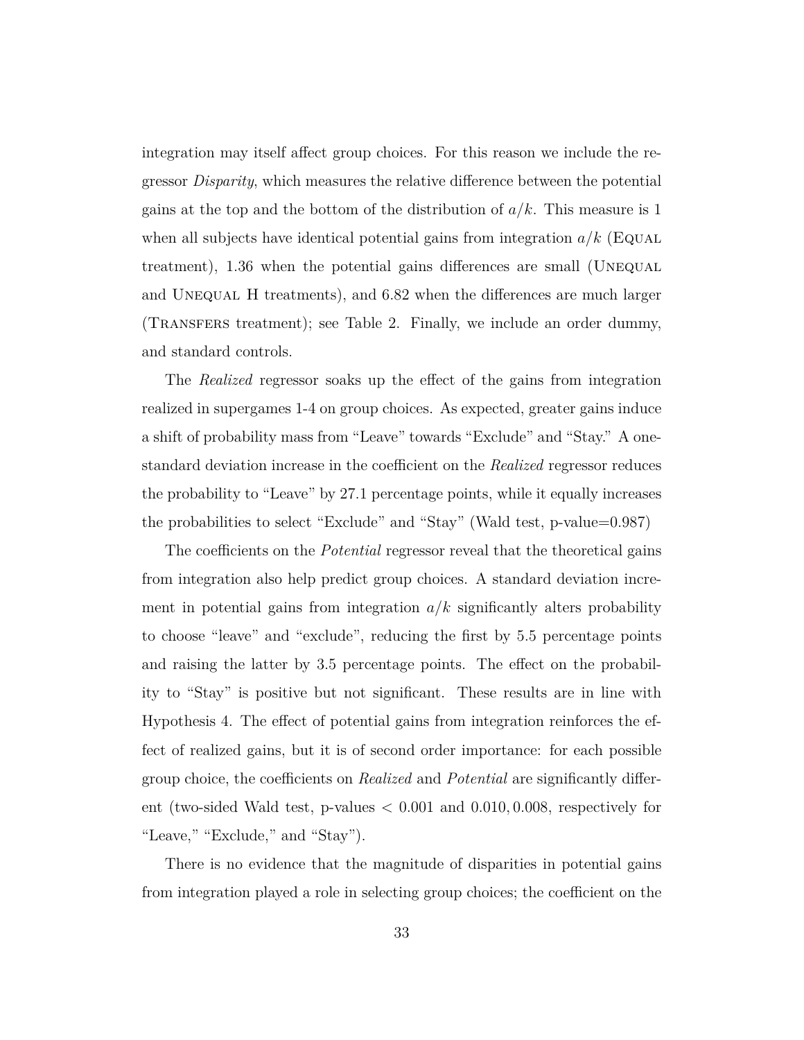integration may itself affect group choices. For this reason we include the regressor *Disparity*, which measures the relative difference between the potential gains at the top and the bottom of the distribution of $a/k$. This measure is 1 when all subjects have identical potential gains from integration $a/k$ (Equal treatment), 1.36 when the potential gains differences are small (Unequal and Unequal H treatments), and 6.82 when the differences are much larger (Transfers treatment); see Table 2. Finally, we include an order dummy, and standard controls.

The *Realized* regressor soaks up the effect of the gains from integration realized in supergames 1-4 on group choices. As expected, greater gains induce a shift of probability mass from "Leave" towards "Exclude" and "Stay." A one-standard deviation increase in the coefficient on the *Realized* regressor reduces the probability to "Leave" by 27.1 percentage points, while it equally increases the probabilities to select "Exclude" and "Stay" (Wald test, p-value=0.987)

The coefficients on the *Potential* regressor reveal that the theoretical gains from integration also help predict group choices. A standard deviation increment in potential gains from integration $a/k$ significantly alters probability to choose "leave" and "exclude", reducing the first by 5.5 percentage points and raising the latter by 3.5 percentage points. The effect on the probability to "Stay" is positive but not significant. These results are in line with Hypothesis 4. The effect of potential gains from integration reinforces the effect of realized gains, but it is of second order importance: for each possible group choice, the coefficients on *Realized* and *Potential* are significantly different (two-sided Wald test, p-values $< 0.001$ and $0.010, 0.008$, respectively for "Leave," "Exclude," and "Stay").

There is no evidence that the magnitude of disparities in potential gains from integration played a role in selecting group choices; the coefficient on the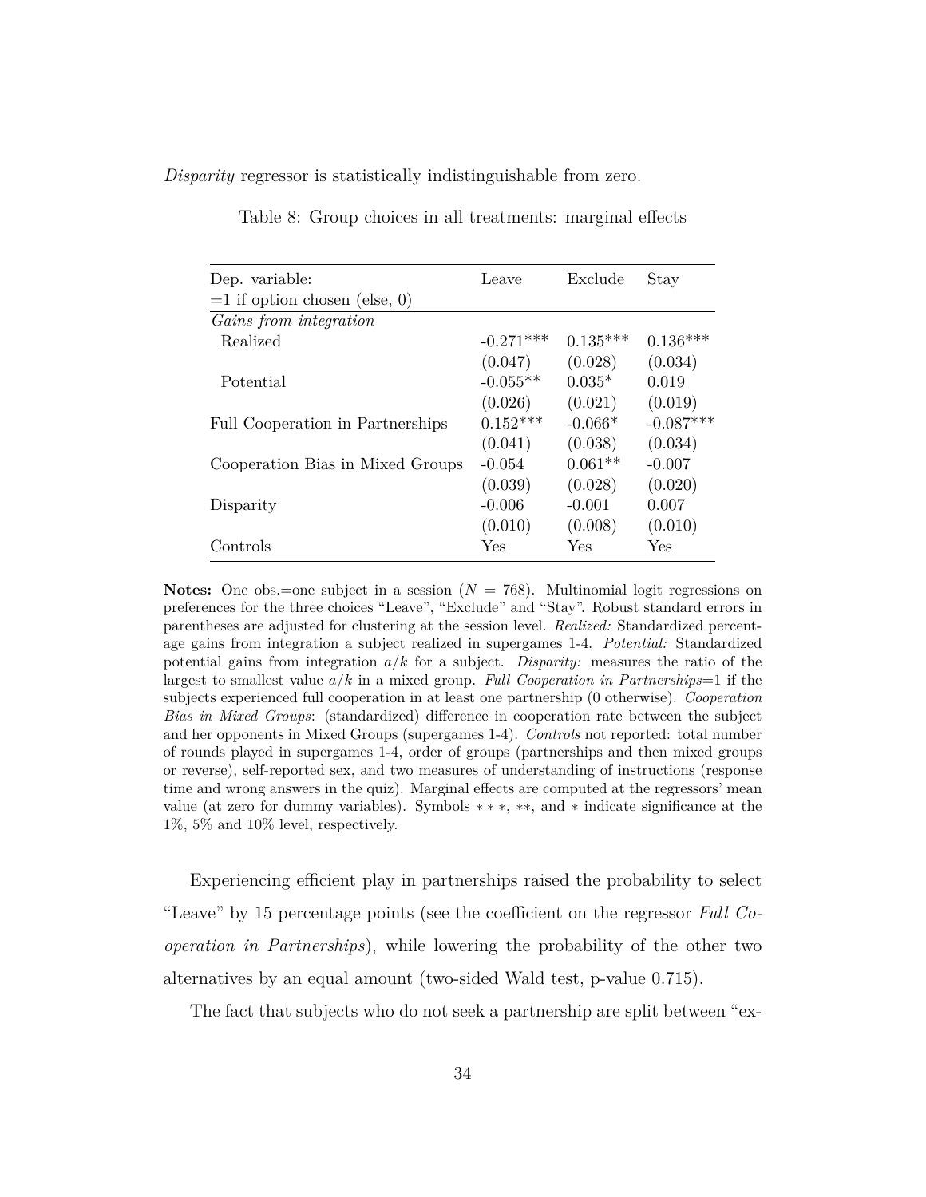*Disparity* regressor is statistically indistinguishable from zero.

Table 8: Group choices in all treatments: marginal effects

| Dep. variable: =1 if option chosen (else, 0) | Leave | Exclude | Stay |
|---|---|---|---|
| *Gains from integration* | | | |
| Realized | -0.271*** | 0.135*** | 0.136*** |
| | (0.047) | (0.028) | (0.034) |
| Potential | -0.055** | 0.035* | 0.019 |
| | (0.026) | (0.021) | (0.019) |
| Full Cooperation in Partnerships | 0.152*** | -0.066* | -0.087*** |
| | (0.041) | (0.038) | (0.034) |
| Cooperation Bias in Mixed Groups | -0.054 | 0.061** | -0.007 |
| | (0.039) | (0.028) | (0.020) |
| Disparity | -0.006 | -0.001 | 0.007 |
| | (0.010) | (0.008) | (0.010) |
| Controls | Yes | Yes | Yes |

**Notes:** One obs.=one subject in a session ($N = 768$). Multinomial logit regressions on preferences for the three choices "Leave", "Exclude" and "Stay". Robust standard errors in parentheses are adjusted for clustering at the session level. *Realized:* Standardized percentage gains from integration a subject realized in supergames 1-4. *Potential:* Standardized potential gains from integration $a/k$ for a subject. *Disparity:* measures the ratio of the largest to smallest value $a/k$ in a mixed group. *Full Cooperation in Partnerships*=1 if the subjects experienced full cooperation in at least one partnership (0 otherwise). *Cooperation Bias in Mixed Groups*: (standardized) difference in cooperation rate between the subject and her opponents in Mixed Groups (supergames 1-4). *Controls* not reported: total number of rounds played in supergames 1-4, order of groups (partnerships and then mixed groups or reverse), self-reported sex, and two measures of understanding of instructions (response time and wrong answers in the quiz). Marginal effects are computed at the regressors' mean value (at zero for dummy variables). Symbols $***$, $**$, and $*$ indicate significance at the 1%, 5% and 10% level, respectively.

Experiencing efficient play in partnerships raised the probability to select "Leave" by 15 percentage points (see the coefficient on the regressor *Full Cooperation in Partnerships*), while lowering the probability of the other two alternatives by an equal amount (two-sided Wald test, p-value 0.715).

The fact that subjects who do not seek a partnership are split between "ex-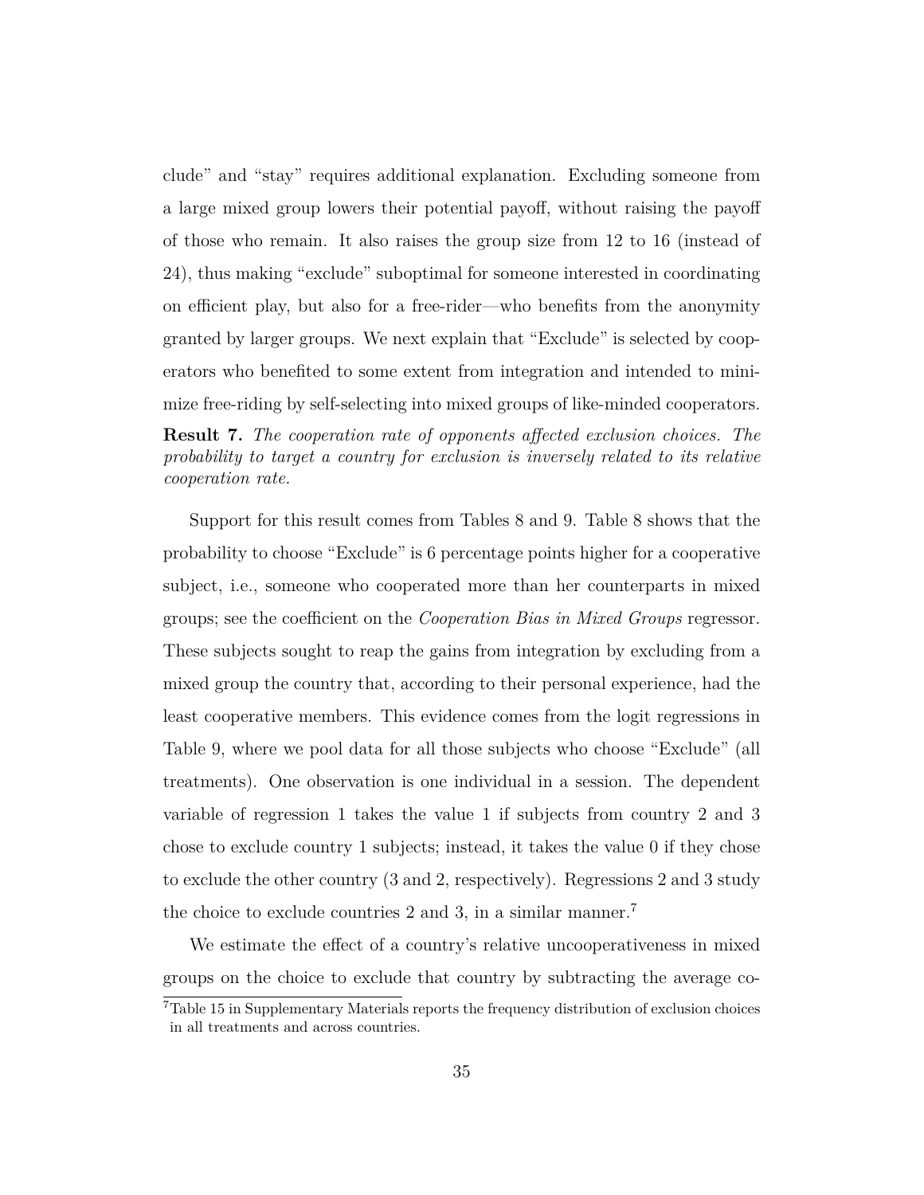clude" and "stay" requires additional explanation. Excluding someone from a large mixed group lowers their potential payoff, without raising the payoff of those who remain. It also raises the group size from 12 to 16 (instead of 24), thus making "exclude" suboptimal for someone interested in coordinating on efficient play, but also for a free-rider—who benefits from the anonymity granted by larger groups. We next explain that "Exclude" is selected by cooperators who benefited to some extent from integration and intended to minimize free-riding by self-selecting into mixed groups of like-minded cooperators.

**Result 7.** *The cooperation rate of opponents affected exclusion choices. The probability to target a country for exclusion is inversely related to its relative cooperation rate.*

Support for this result comes from Tables 8 and 9. Table 8 shows that the probability to choose "Exclude" is 6 percentage points higher for a cooperative subject, i.e., someone who cooperated more than her counterparts in mixed groups; see the coefficient on the *Cooperation Bias in Mixed Groups* regressor. These subjects sought to reap the gains from integration by excluding from a mixed group the country that, according to their personal experience, had the least cooperative members. This evidence comes from the logit regressions in Table 9, where we pool data for all those subjects who choose "Exclude" (all treatments). One observation is one individual in a session. The dependent variable of regression 1 takes the value 1 if subjects from country 2 and 3 chose to exclude country 1 subjects; instead, it takes the value 0 if they chose to exclude the other country (3 and 2, respectively). Regressions 2 and 3 study the choice to exclude countries 2 and 3, in a similar manner.[7]

We estimate the effect of a country's relative uncooperativeness in mixed groups on the choice to exclude that country by subtracting the average co-

[7] Table 15 in Supplementary Materials reports the frequency distribution of exclusion choices in all treatments and across countries.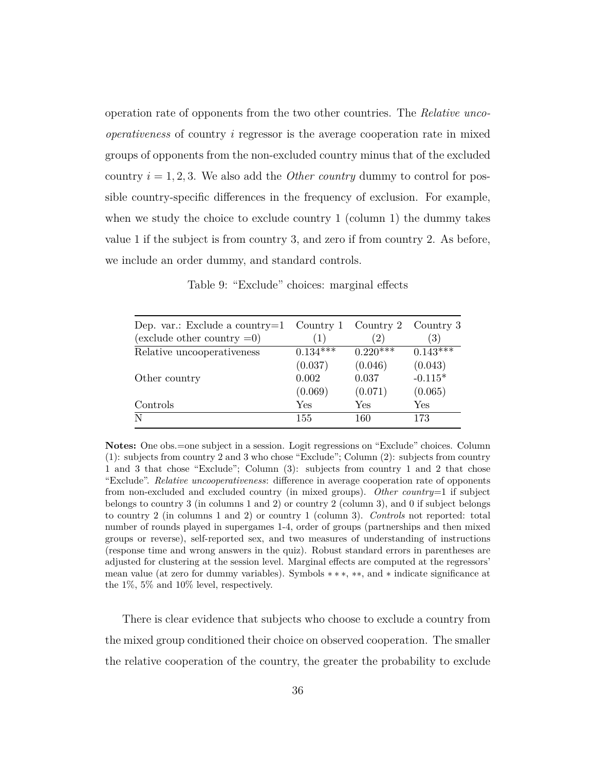operation rate of opponents from the two other countries. The *Relative uncooperativeness* of country $i$ regressor is the average cooperation rate in mixed groups of opponents from the non-excluded country minus that of the excluded country $i = 1, 2, 3$. We also add the *Other country* dummy to control for possible country-specific differences in the frequency of exclusion. For example, when we study the choice to exclude country 1 (column 1) the dummy takes value 1 if the subject is from country 3, and zero if from country 2. As before, we include an order dummy, and standard controls.

Table 9: "Exclude" choices: marginal effects

| Dep. var.: Exclude a country=1 (exclude other country =0) | Country 1 (1) | Country 2 (2) | Country 3 (3) |
|---|---|---|---|
| Relative uncooperativeness | 0.134*** | 0.220*** | 0.143*** |
| | (0.037) | (0.046) | (0.043) |
| Other country | 0.002 | 0.037 | -0.115* |
| | (0.069) | (0.071) | (0.065) |
| Controls | Yes | Yes | Yes |
| N | 155 | 160 | 173 |

**Notes:** One obs.=one subject in a session. Logit regressions on "Exclude" choices. Column (1): subjects from country 2 and 3 who chose "Exclude"; Column (2): subjects from country 1 and 3 that chose "Exclude"; Column (3): subjects from country 1 and 2 that chose "Exclude". *Relative uncooperativeness*: difference in average cooperation rate of opponents from non-excluded and excluded country (in mixed groups). *Other country*=1 if subject belongs to country 3 (in columns 1 and 2) or country 2 (column 3), and 0 if subject belongs to country 2 (in columns 1 and 2) or country 1 (column 3). *Controls* not reported: total number of rounds played in supergames 1-4, order of groups (partnerships and then mixed groups or reverse), self-reported sex, and two measures of understanding of instructions (response time and wrong answers in the quiz). Robust standard errors in parentheses are adjusted for clustering at the session level. Marginal effects are computed at the regressors' mean value (at zero for dummy variables). Symbols $***$, $**$, and $*$ indicate significance at the 1%, 5% and 10% level, respectively.

There is clear evidence that subjects who choose to exclude a country from the mixed group conditioned their choice on observed cooperation. The smaller the relative cooperation of the country, the greater the probability to exclude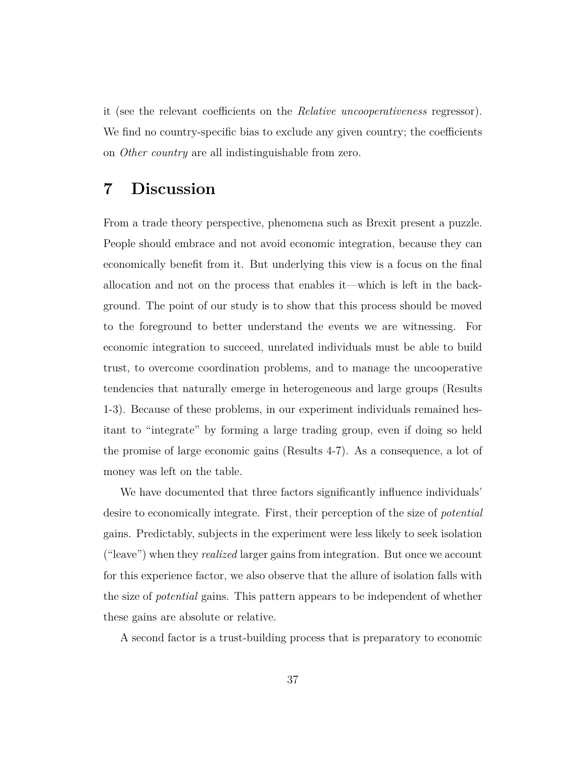it (see the relevant coefficients on the *Relative uncooperativeness* regressor). We find no country-specific bias to exclude any given country; the coefficients on *Other country* are all indistinguishable from zero.

# 7 Discussion

From a trade theory perspective, phenomena such as Brexit present a puzzle. People should embrace and not avoid economic integration, because they can economically benefit from it. But underlying this view is a focus on the final allocation and not on the process that enables it—which is left in the background. The point of our study is to show that this process should be moved to the foreground to better understand the events we are witnessing. For economic integration to succeed, unrelated individuals must be able to build trust, to overcome coordination problems, and to manage the uncooperative tendencies that naturally emerge in heterogeneous and large groups (Results 1-3). Because of these problems, in our experiment individuals remained hesitant to "integrate" by forming a large trading group, even if doing so held the promise of large economic gains (Results 4-7). As a consequence, a lot of money was left on the table.

We have documented that three factors significantly influence individuals' desire to economically integrate. First, their perception of the size of *potential* gains. Predictably, subjects in the experiment were less likely to seek isolation ("leave") when they *realized* larger gains from integration. But once we account for this experience factor, we also observe that the allure of isolation falls with the size of *potential* gains. This pattern appears to be independent of whether these gains are absolute or relative.

A second factor is a trust-building process that is preparatory to economic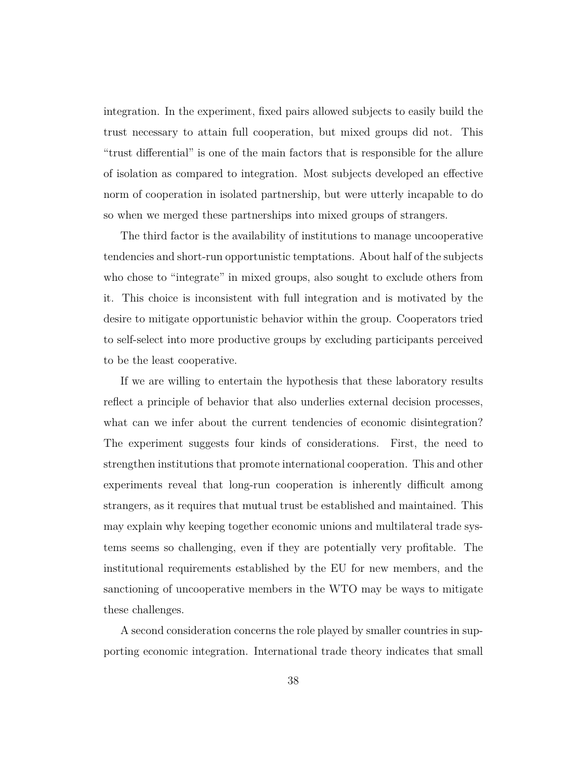integration. In the experiment, fixed pairs allowed subjects to easily build the trust necessary to attain full cooperation, but mixed groups did not. This "trust differential" is one of the main factors that is responsible for the allure of isolation as compared to integration. Most subjects developed an effective norm of cooperation in isolated partnership, but were utterly incapable to do so when we merged these partnerships into mixed groups of strangers.

The third factor is the availability of institutions to manage uncooperative tendencies and short-run opportunistic temptations. About half of the subjects who chose to "integrate" in mixed groups, also sought to exclude others from it. This choice is inconsistent with full integration and is motivated by the desire to mitigate opportunistic behavior within the group. Cooperators tried to self-select into more productive groups by excluding participants perceived to be the least cooperative.

If we are willing to entertain the hypothesis that these laboratory results reflect a principle of behavior that also underlies external decision processes, what can we infer about the current tendencies of economic disintegration? The experiment suggests four kinds of considerations. First, the need to strengthen institutions that promote international cooperation. This and other experiments reveal that long-run cooperation is inherently difficult among strangers, as it requires that mutual trust be established and maintained. This may explain why keeping together economic unions and multilateral trade systems seems so challenging, even if they are potentially very profitable. The institutional requirements established by the EU for new members, and the sanctioning of uncooperative members in the WTO may be ways to mitigate these challenges.

A second consideration concerns the role played by smaller countries in supporting economic integration. International trade theory indicates that small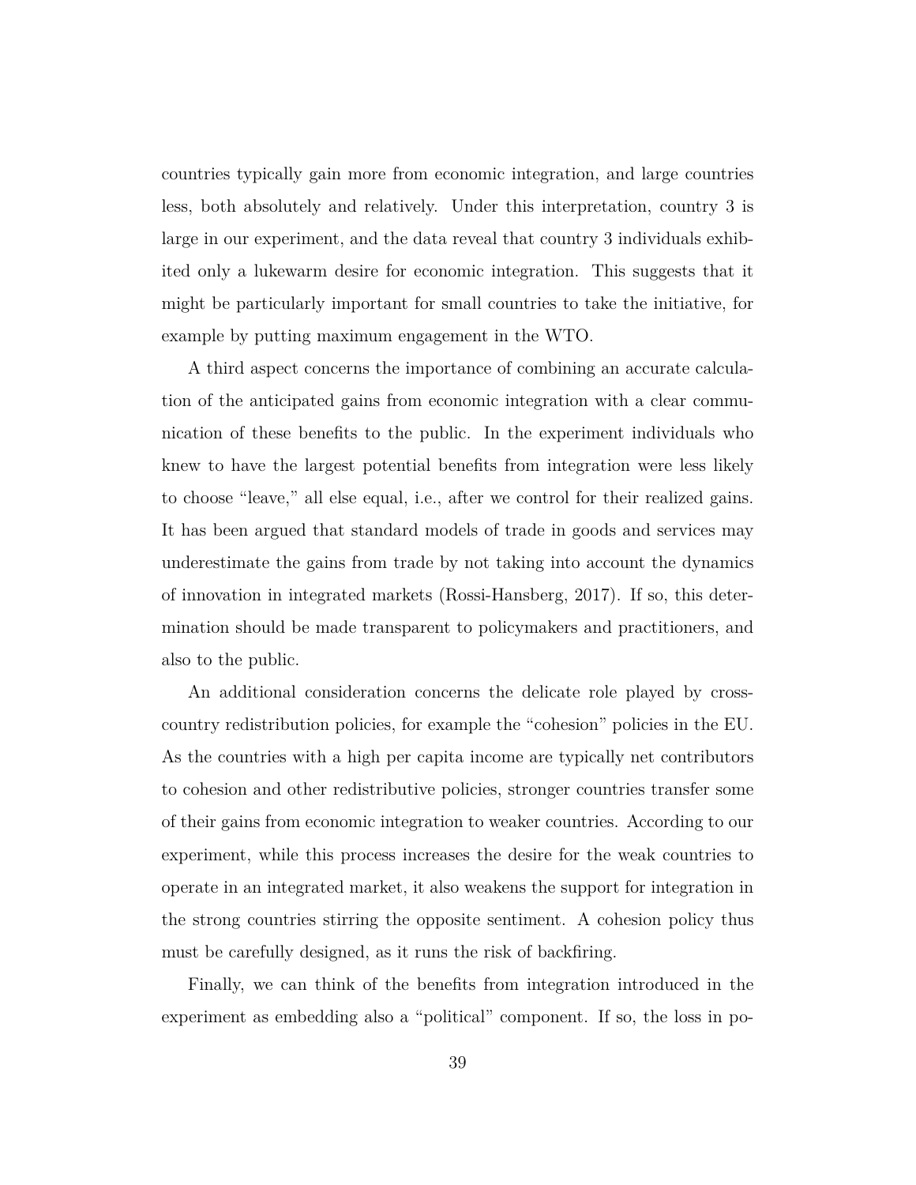countries typically gain more from economic integration, and large countries less, both absolutely and relatively. Under this interpretation, country 3 is large in our experiment, and the data reveal that country 3 individuals exhibited only a lukewarm desire for economic integration. This suggests that it might be particularly important for small countries to take the initiative, for example by putting maximum engagement in the WTO.

A third aspect concerns the importance of combining an accurate calculation of the anticipated gains from economic integration with a clear communication of these benefits to the public. In the experiment individuals who knew to have the largest potential benefits from integration were less likely to choose "leave," all else equal, i.e., after we control for their realized gains. It has been argued that standard models of trade in goods and services may underestimate the gains from trade by not taking into account the dynamics of innovation in integrated markets (Rossi-Hansberg, 2017). If so, this determination should be made transparent to policymakers and practitioners, and also to the public.

An additional consideration concerns the delicate role played by cross-country redistribution policies, for example the "cohesion" policies in the EU. As the countries with a high per capita income are typically net contributors to cohesion and other redistributive policies, stronger countries transfer some of their gains from economic integration to weaker countries. According to our experiment, while this process increases the desire for the weak countries to operate in an integrated market, it also weakens the support for integration in the strong countries stirring the opposite sentiment. A cohesion policy thus must be carefully designed, as it runs the risk of backfiring.

Finally, we can think of the benefits from integration introduced in the experiment as embedding also a "political" component. If so, the loss in po-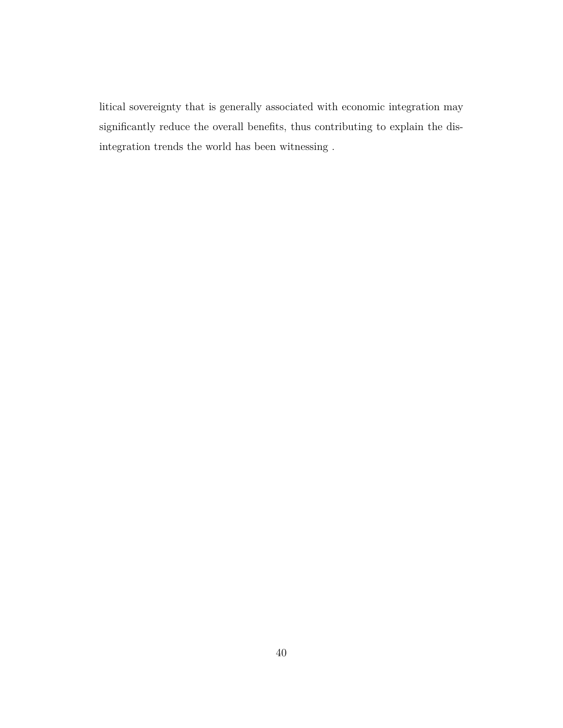litical sovereignty that is generally associated with economic integration may significantly reduce the overall benefits, thus contributing to explain the disintegration trends the world has been witnessing .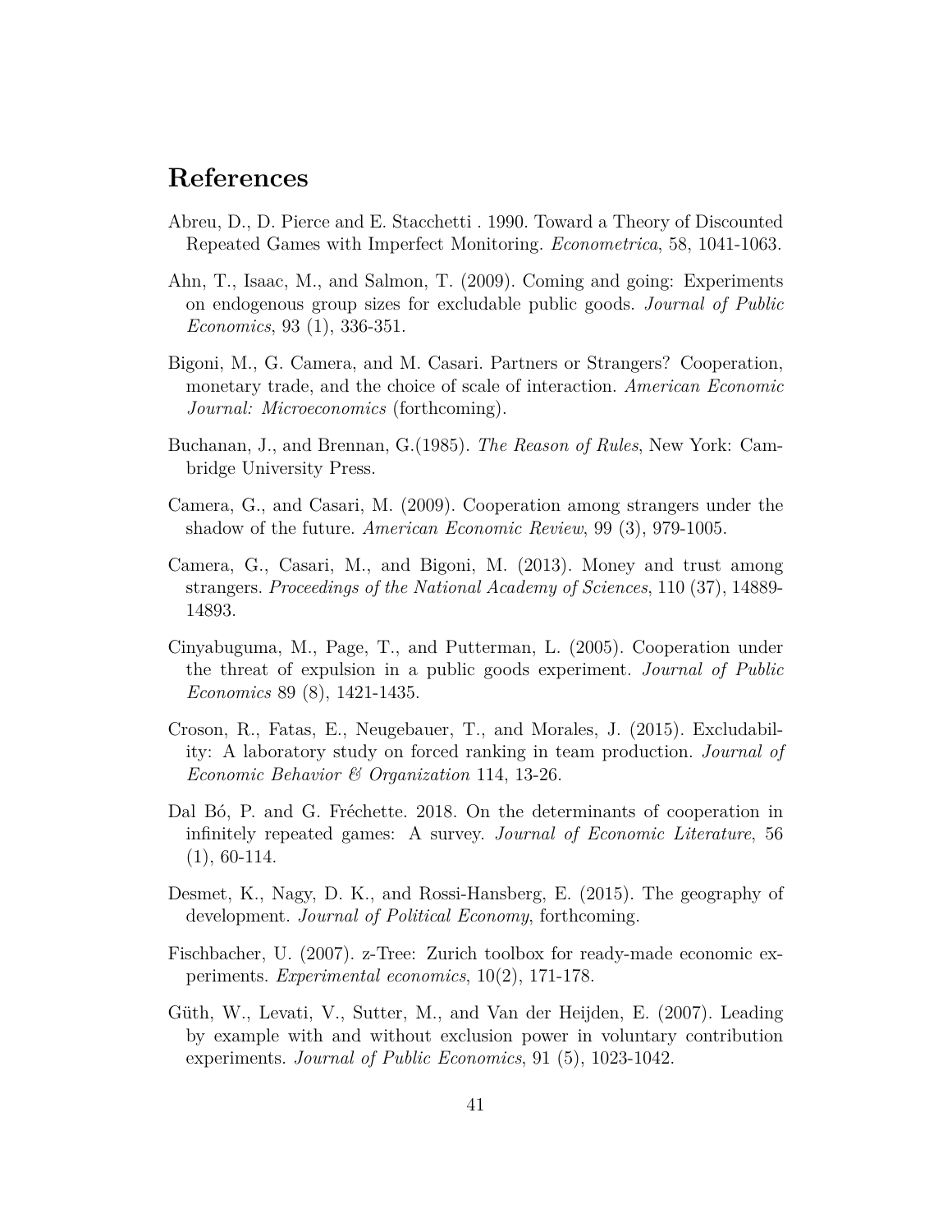# References

Abreu, D., D. Pierce and E. Stacchetti . 1990. Toward a Theory of Discounted Repeated Games with Imperfect Monitoring. *Econometrica*, 58, 1041-1063.

Ahn, T., Isaac, M., and Salmon, T. (2009). Coming and going: Experiments on endogenous group sizes for excludable public goods. *Journal of Public Economics*, 93 (1), 336-351.

Bigoni, M., G. Camera, and M. Casari. Partners or Strangers? Cooperation, monetary trade, and the choice of scale of interaction. *American Economic Journal: Microeconomics* (forthcoming).

Buchanan, J., and Brennan, G.(1985). *The Reason of Rules*, New York: Cambridge University Press.

Camera, G., and Casari, M. (2009). Cooperation among strangers under the shadow of the future. *American Economic Review*, 99 (3), 979-1005.

Camera, G., Casari, M., and Bigoni, M. (2013). Money and trust among strangers. *Proceedings of the National Academy of Sciences*, 110 (37), 14889-14893.

Cinyabuguma, M., Page, T., and Putterman, L. (2005). Cooperation under the threat of expulsion in a public goods experiment. *Journal of Public Economics* 89 (8), 1421-1435.

Croson, R., Fatas, E., Neugebauer, T., and Morales, J. (2015). Excludability: A laboratory study on forced ranking in team production. *Journal of Economic Behavior & Organization* 114, 13-26.

Dal Bó, P. and G. Fréchette. 2018. On the determinants of cooperation in infinitely repeated games: A survey. *Journal of Economic Literature*, 56 (1), 60-114.

Desmet, K., Nagy, D. K., and Rossi-Hansberg, E. (2015). The geography of development. *Journal of Political Economy*, forthcoming.

Fischbacher, U. (2007). z-Tree: Zurich toolbox for ready-made economic experiments. *Experimental economics*, 10(2), 171-178.

Güth, W., Levati, V., Sutter, M., and Van der Heijden, E. (2007). Leading by example with and without exclusion power in voluntary contribution experiments. *Journal of Public Economics*, 91 (5), 1023-1042.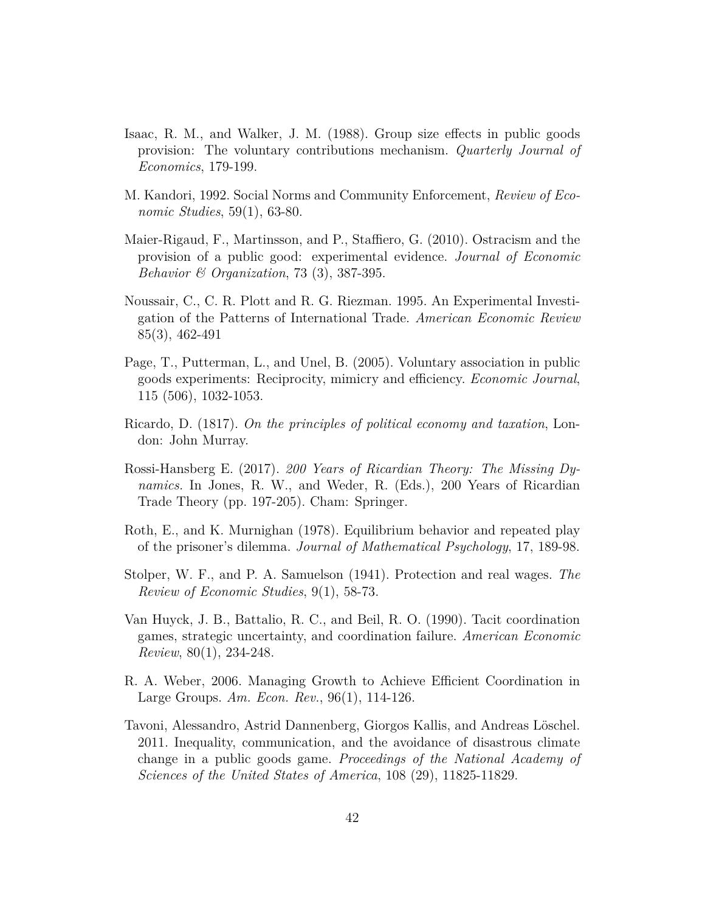Isaac, R. M., and Walker, J. M. (1988). Group size effects in public goods provision: The voluntary contributions mechanism. *Quarterly Journal of Economics*, 179-199.

M. Kandori, 1992. Social Norms and Community Enforcement, *Review of Economic Studies*, 59(1), 63-80.

Maier-Rigaud, F., Martinsson, and P., Staffiero, G. (2010). Ostracism and the provision of a public good: experimental evidence. *Journal of Economic Behavior & Organization*, 73 (3), 387-395.

Noussair, C., C. R. Plott and R. G. Riezman. 1995. An Experimental Investigation of the Patterns of International Trade. *American Economic Review* 85(3), 462-491

Page, T., Putterman, L., and Unel, B. (2005). Voluntary association in public goods experiments: Reciprocity, mimicry and efficiency. *Economic Journal*, 115 (506), 1032-1053.

Ricardo, D. (1817). *On the principles of political economy and taxation*, London: John Murray.

Rossi-Hansberg E. (2017). *200 Years of Ricardian Theory: The Missing Dynamics*. In Jones, R. W., and Weder, R. (Eds.), 200 Years of Ricardian Trade Theory (pp. 197-205). Cham: Springer.

Roth, E., and K. Murnighan (1978). Equilibrium behavior and repeated play of the prisoner's dilemma. *Journal of Mathematical Psychology*, 17, 189-98.

Stolper, W. F., and P. A. Samuelson (1941). Protection and real wages. *The Review of Economic Studies*, 9(1), 58-73.

Van Huyck, J. B., Battalio, R. C., and Beil, R. O. (1990). Tacit coordination games, strategic uncertainty, and coordination failure. *American Economic Review*, 80(1), 234-248.

R. A. Weber, 2006. Managing Growth to Achieve Efficient Coordination in Large Groups. *Am. Econ. Rev.*, 96(1), 114-126.

Tavoni, Alessandro, Astrid Dannenberg, Giorgos Kallis, and Andreas Löschel. 2011. Inequality, communication, and the avoidance of disastrous climate change in a public goods game. *Proceedings of the National Academy of Sciences of the United States of America*, 108 (29), 11825-11829.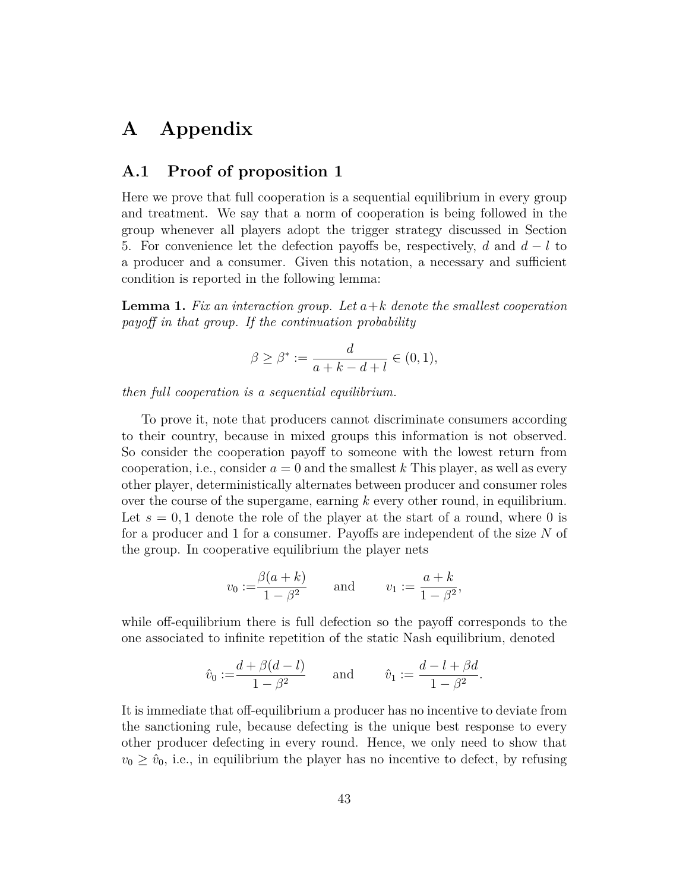# A Appendix

## A.1 Proof of proposition 1

Here we prove that full cooperation is a sequential equilibrium in every group and treatment. We say that a norm of cooperation is being followed in the group whenever all players adopt the trigger strategy discussed in Section 5. For convenience let the defection payoffs be, respectively, $d$ and $d-l$ to a producer and a consumer. Given this notation, a necessary and sufficient condition is reported in the following lemma:

**Lemma 1.** *Fix an interaction group. Let $a+k$ denote the smallest cooperation payoff in that group. If the continuation probability*

$$\beta \geq \beta^* := \frac{d}{a+k-d+l} \in (0,1),$$

*then full cooperation is a sequential equilibrium.*

To prove it, note that producers cannot discriminate consumers according to their country, because in mixed groups this information is not observed. So consider the cooperation payoff to someone with the lowest return from cooperation, i.e., consider $a=0$ and the smallest $k$ This player, as well as every other player, deterministically alternates between producer and consumer roles over the course of the supergame, earning $k$ every other round, in equilibrium. Let $s=0,1$ denote the role of the player at the start of a round, where 0 is for a producer and 1 for a consumer. Payoffs are independent of the size $N$ of the group. In cooperative equilibrium the player nets

$$v_0 := \frac{\beta(a+k)}{1-\beta^2} \qquad \text{and} \qquad v_1 := \frac{a+k}{1-\beta^2},$$

while off-equilibrium there is full defection so the payoff corresponds to the one associated to infinite repetition of the static Nash equilibrium, denoted

$$\hat{v}_0 := \frac{d+\beta(d-l)}{1-\beta^2} \qquad \text{and} \qquad \hat{v}_1 := \frac{d-l+\beta d}{1-\beta^2}.$$

It is immediate that off-equilibrium a producer has no incentive to deviate from the sanctioning rule, because defecting is the unique best response to every other producer defecting in every round. Hence, we only need to show that $v_0 \geq \hat{v}_0$, i.e., in equilibrium the player has no incentive to defect, by refusing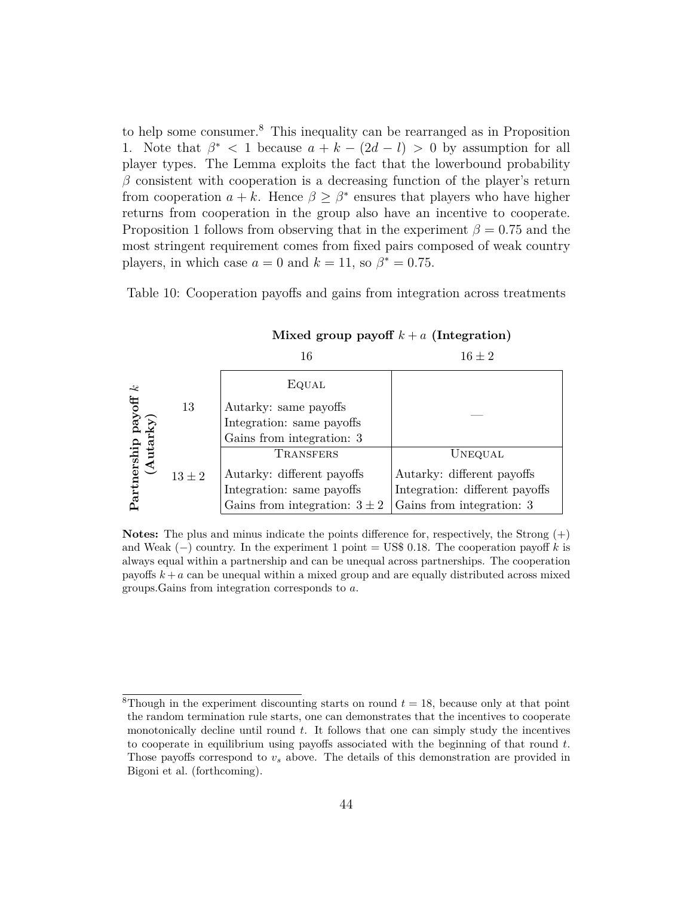to help some consumer.[8] This inequality can be rearranged as in Proposition 1. Note that $\beta^* < 1$ because $a + k - (2d - l) > 0$ by assumption for all player types. The Lemma exploits the fact that the lowerbound probability $\beta$ consistent with cooperation is a decreasing function of the player's return from cooperation $a + k$. Hence $\beta \geq \beta^*$ ensures that players who have higher returns from cooperation in the group also have an incentive to cooperate. Proposition 1 follows from observing that in the experiment $\beta = 0.75$ and the most stringent requirement comes from fixed pairs composed of weak country players, in which case $a = 0$ and $k = 11$, so $\beta^* = 0.75$.

Table 10: Cooperation payoffs and gains from integration across treatments

| | | **Mixed group payoff $k + a$ (Integration)** | |
|---|---|---|---|
| | | 16 | $16 \pm 2$ |
| **Partnership payoff $k$ (Autarky)** | 13 | EQUAL<br>Autarky: same payoffs<br>Integration: same payoffs<br>Gains from integration: 3 | — |
| | $13 \pm 2$ | TRANSFERS<br>Autarky: different payoffs<br>Integration: same payoffs<br>Gains from integration: $3 \pm 2$ | UNEQUAL<br>Autarky: different payoffs<br>Integration: different payoffs<br>Gains from integration: 3 |

**Notes:** The plus and minus indicate the points difference for, respectively, the Strong (+) and Weak (−) country. In the experiment 1 point = US$ 0.18. The cooperation payoff $k$ is always equal within a partnership and can be unequal across partnerships. The cooperation payoffs $k + a$ can be unequal within a mixed group and are equally distributed across mixed groups.Gains from integration corresponds to $a$.

[8] Though in the experiment discounting starts on round $t = 18$, because only at that point the random termination rule starts, one can demonstrates that the incentives to cooperate monotonically decline until round $t$. It follows that one can simply study the incentives to cooperate in equilibrium using payoffs associated with the beginning of that round $t$. Those payoffs correspond to $v_s$ above. The details of this demonstration are provided in Bigoni et al. (forthcoming).